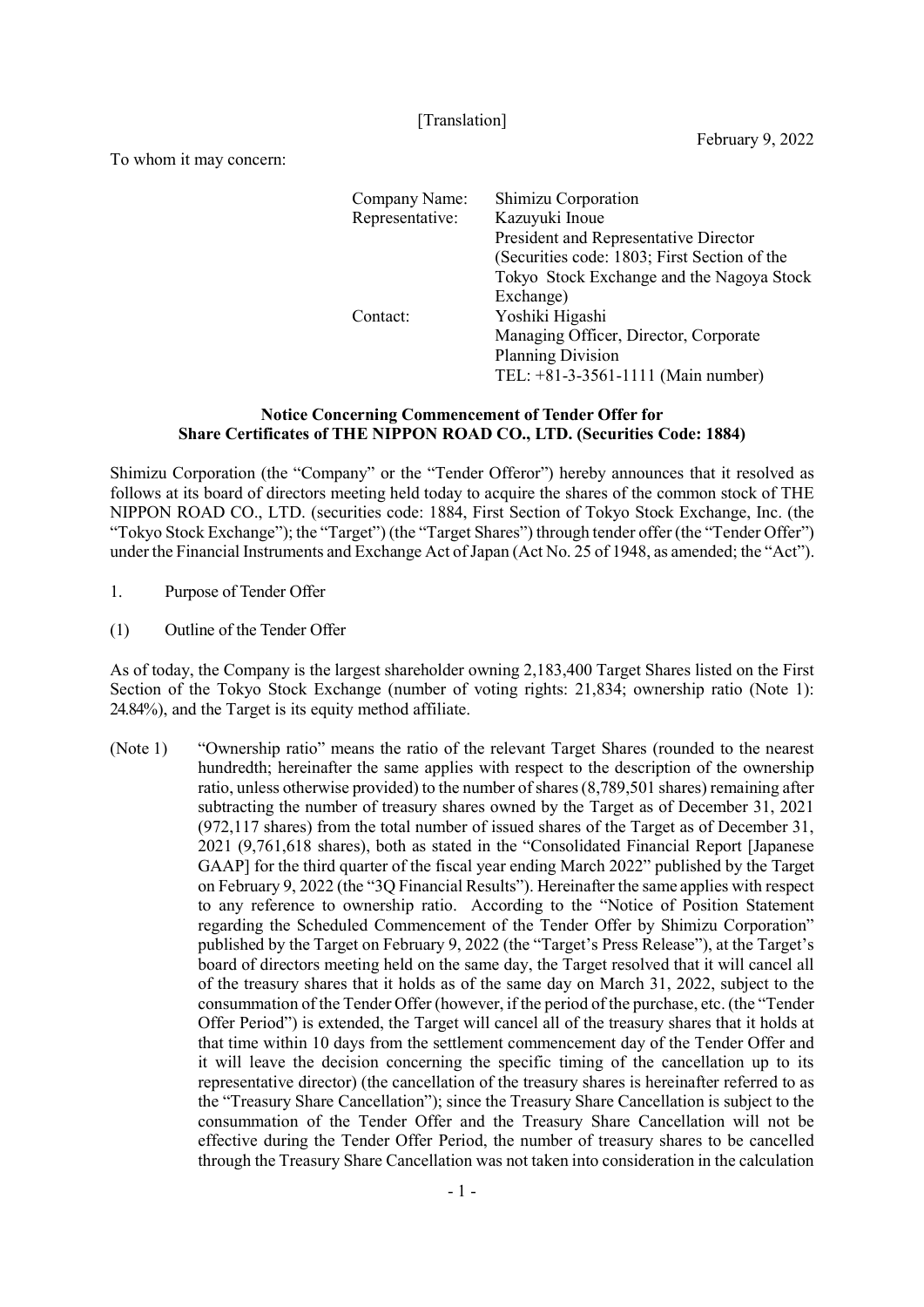[Translation]

February 9, 2022

To whom it may concern:

| | |
|---|---|
| Company Name: | Shimizu Corporation |
| Representative: | Kazuyuki Inoue<br>President and Representative Director<br>(Securities code: 1803; First Section of the Tokyo Stock Exchange and the Nagoya Stock Exchange) |
| Contact: | Yoshiki Higashi<br>Managing Officer, Director, Corporate Planning Division<br>TEL: +81-3-3561-1111 (Main number) |

**Notice Concerning Commencement of Tender Offer for Share Certificates of THE NIPPON ROAD CO., LTD. (Securities Code: 1884)**

Shimizu Corporation (the "Company" or the "Tender Offeror") hereby announces that it resolved as follows at its board of directors meeting held today to acquire the shares of the common stock of THE NIPPON ROAD CO., LTD. (securities code: 1884, First Section of Tokyo Stock Exchange, Inc. (the "Tokyo Stock Exchange"); the "Target") (the "Target Shares") through tender offer (the "Tender Offer") under the Financial Instruments and Exchange Act of Japan (Act No. 25 of 1948, as amended; the "Act").

1. Purpose of Tender Offer

(1) Outline of the Tender Offer

As of today, the Company is the largest shareholder owning 2,183,400 Target Shares listed on the First Section of the Tokyo Stock Exchange (number of voting rights: 21,834; ownership ratio (Note 1): 24.84%), and the Target is its equity method affiliate.

(Note 1) "Ownership ratio" means the ratio of the relevant Target Shares (rounded to the nearest hundredth; hereinafter the same applies with respect to the description of the ownership ratio, unless otherwise provided) to the number of shares (8,789,501 shares) remaining after subtracting the number of treasury shares owned by the Target as of December 31, 2021 (972,117 shares) from the total number of issued shares of the Target as of December 31, 2021 (9,761,618 shares), both as stated in the "Consolidated Financial Report [Japanese GAAP] for the third quarter of the fiscal year ending March 2022" published by the Target on February 9, 2022 (the "3Q Financial Results"). Hereinafter the same applies with respect to any reference to ownership ratio. According to the "Notice of Position Statement regarding the Scheduled Commencement of the Tender Offer by Shimizu Corporation" published by the Target on February 9, 2022 (the "Target's Press Release"), at the Target's board of directors meeting held on the same day, the Target resolved that it will cancel all of the treasury shares that it holds as of the same day on March 31, 2022, subject to the consummation of the Tender Offer (however, if the period of the purchase, etc. (the "Tender Offer Period") is extended, the Target will cancel all of the treasury shares that it holds at that time within 10 days from the settlement commencement day of the Tender Offer and it will leave the decision concerning the specific timing of the cancellation up to its representative director) (the cancellation of the treasury shares is hereinafter referred to as the "Treasury Share Cancellation"); since the Treasury Share Cancellation is subject to the consummation of the Tender Offer and the Treasury Share Cancellation will not be effective during the Tender Offer Period, the number of treasury shares to be cancelled through the Treasury Share Cancellation was not taken into consideration in the calculation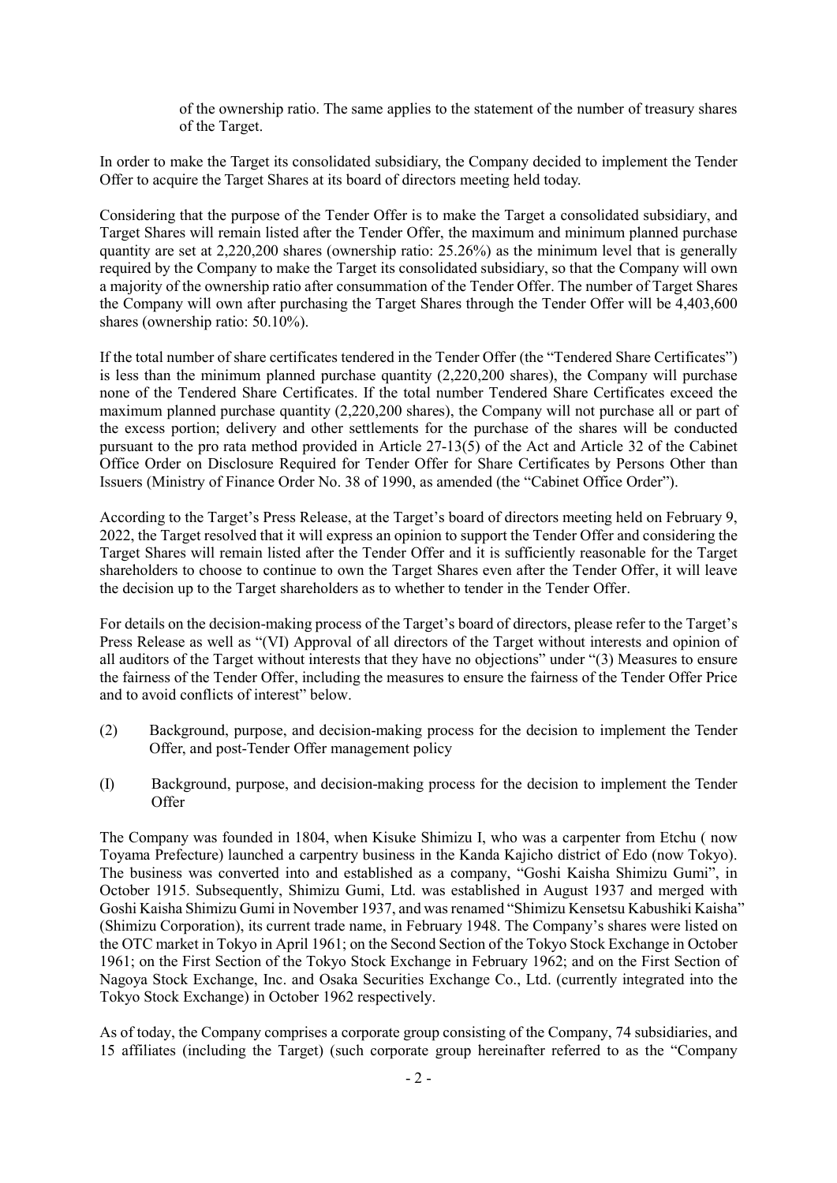of the ownership ratio. The same applies to the statement of the number of treasury shares of the Target.

In order to make the Target its consolidated subsidiary, the Company decided to implement the Tender Offer to acquire the Target Shares at its board of directors meeting held today.

Considering that the purpose of the Tender Offer is to make the Target a consolidated subsidiary, and Target Shares will remain listed after the Tender Offer, the maximum and minimum planned purchase quantity are set at 2,220,200 shares (ownership ratio: 25.26%) as the minimum level that is generally required by the Company to make the Target its consolidated subsidiary, so that the Company will own a majority of the ownership ratio after consummation of the Tender Offer. The number of Target Shares the Company will own after purchasing the Target Shares through the Tender Offer will be 4,403,600 shares (ownership ratio: 50.10%).

If the total number of share certificates tendered in the Tender Offer (the "Tendered Share Certificates") is less than the minimum planned purchase quantity (2,220,200 shares), the Company will purchase none of the Tendered Share Certificates. If the total number Tendered Share Certificates exceed the maximum planned purchase quantity (2,220,200 shares), the Company will not purchase all or part of the excess portion; delivery and other settlements for the purchase of the shares will be conducted pursuant to the pro rata method provided in Article 27-13(5) of the Act and Article 32 of the Cabinet Office Order on Disclosure Required for Tender Offer for Share Certificates by Persons Other than Issuers (Ministry of Finance Order No. 38 of 1990, as amended (the "Cabinet Office Order").

According to the Target's Press Release, at the Target's board of directors meeting held on February 9, 2022, the Target resolved that it will express an opinion to support the Tender Offer and considering the Target Shares will remain listed after the Tender Offer and it is sufficiently reasonable for the Target shareholders to choose to continue to own the Target Shares even after the Tender Offer, it will leave the decision up to the Target shareholders as to whether to tender in the Tender Offer.

For details on the decision-making process of the Target's board of directors, please refer to the Target's Press Release as well as "(VI) Approval of all directors of the Target without interests and opinion of all auditors of the Target without interests that they have no objections" under "(3) Measures to ensure the fairness of the Tender Offer, including the measures to ensure the fairness of the Tender Offer Price and to avoid conflicts of interest" below.

## (2) Background, purpose, and decision-making process for the decision to implement the Tender Offer, and post-Tender Offer management policy

### (I) Background, purpose, and decision-making process for the decision to implement the Tender Offer

The Company was founded in 1804, when Kisuke Shimizu I, who was a carpenter from Etchu ( now Toyama Prefecture) launched a carpentry business in the Kanda Kajicho district of Edo (now Tokyo). The business was converted into and established as a company, "Goshi Kaisha Shimizu Gumi", in October 1915. Subsequently, Shimizu Gumi, Ltd. was established in August 1937 and merged with Goshi Kaisha Shimizu Gumi in November 1937, and was renamed "Shimizu Kensetsu Kabushiki Kaisha" (Shimizu Corporation), its current trade name, in February 1948. The Company's shares were listed on the OTC market in Tokyo in April 1961; on the Second Section of the Tokyo Stock Exchange in October 1961; on the First Section of the Tokyo Stock Exchange in February 1962; and on the First Section of Nagoya Stock Exchange, Inc. and Osaka Securities Exchange Co., Ltd. (currently integrated into the Tokyo Stock Exchange) in October 1962 respectively.

As of today, the Company comprises a corporate group consisting of the Company, 74 subsidiaries, and 15 affiliates (including the Target) (such corporate group hereinafter referred to as the "Company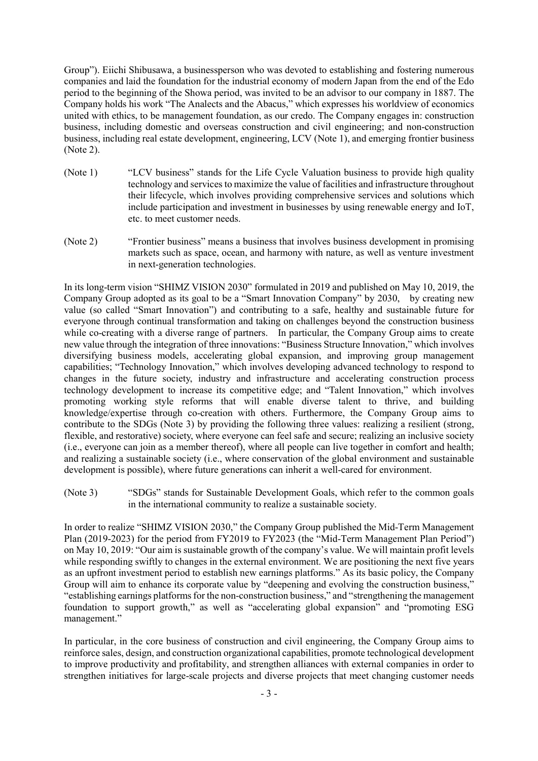Group"). Eiichi Shibusawa, a businessperson who was devoted to establishing and fostering numerous companies and laid the foundation for the industrial economy of modern Japan from the end of the Edo period to the beginning of the Showa period, was invited to be an advisor to our company in 1887. The Company holds his work "The Analects and the Abacus," which expresses his worldview of economics united with ethics, to be management foundation, as our credo. The Company engages in: construction business, including domestic and overseas construction and civil engineering; and non-construction business, including real estate development, engineering, LCV (Note 1), and emerging frontier business (Note 2).

(Note 1) "LCV business" stands for the Life Cycle Valuation business to provide high quality technology and services to maximize the value of facilities and infrastructure throughout their lifecycle, which involves providing comprehensive services and solutions which include participation and investment in businesses by using renewable energy and IoT, etc. to meet customer needs.

(Note 2) "Frontier business" means a business that involves business development in promising markets such as space, ocean, and harmony with nature, as well as venture investment in next-generation technologies.

In its long-term vision "SHIMZ VISION 2030" formulated in 2019 and published on May 10, 2019, the Company Group adopted as its goal to be a "Smart Innovation Company" by 2030, by creating new value (so called "Smart Innovation") and contributing to a safe, healthy and sustainable future for everyone through continual transformation and taking on challenges beyond the construction business while co-creating with a diverse range of partners. In particular, the Company Group aims to create new value through the integration of three innovations: "Business Structure Innovation," which involves diversifying business models, accelerating global expansion, and improving group management capabilities; "Technology Innovation," which involves developing advanced technology to respond to changes in the future society, industry and infrastructure and accelerating construction process technology development to increase its competitive edge; and "Talent Innovation," which involves promoting working style reforms that will enable diverse talent to thrive, and building knowledge/expertise through co-creation with others. Furthermore, the Company Group aims to contribute to the SDGs (Note 3) by providing the following three values: realizing a resilient (strong, flexible, and restorative) society, where everyone can feel safe and secure; realizing an inclusive society (i.e., everyone can join as a member thereof), where all people can live together in comfort and health; and realizing a sustainable society (i.e., where conservation of the global environment and sustainable development is possible), where future generations can inherit a well-cared for environment.

(Note 3) "SDGs" stands for Sustainable Development Goals, which refer to the common goals in the international community to realize a sustainable society.

In order to realize "SHIMZ VISION 2030," the Company Group published the Mid-Term Management Plan (2019-2023) for the period from FY2019 to FY2023 (the "Mid-Term Management Plan Period") on May 10, 2019: "Our aim is sustainable growth of the company's value. We will maintain profit levels while responding swiftly to changes in the external environment. We are positioning the next five years as an upfront investment period to establish new earnings platforms." As its basic policy, the Company Group will aim to enhance its corporate value by "deepening and evolving the construction business," "establishing earnings platforms for the non-construction business," and "strengthening the management foundation to support growth," as well as "accelerating global expansion" and "promoting ESG management."

In particular, in the core business of construction and civil engineering, the Company Group aims to reinforce sales, design, and construction organizational capabilities, promote technological development to improve productivity and profitability, and strengthen alliances with external companies in order to strengthen initiatives for large-scale projects and diverse projects that meet changing customer needs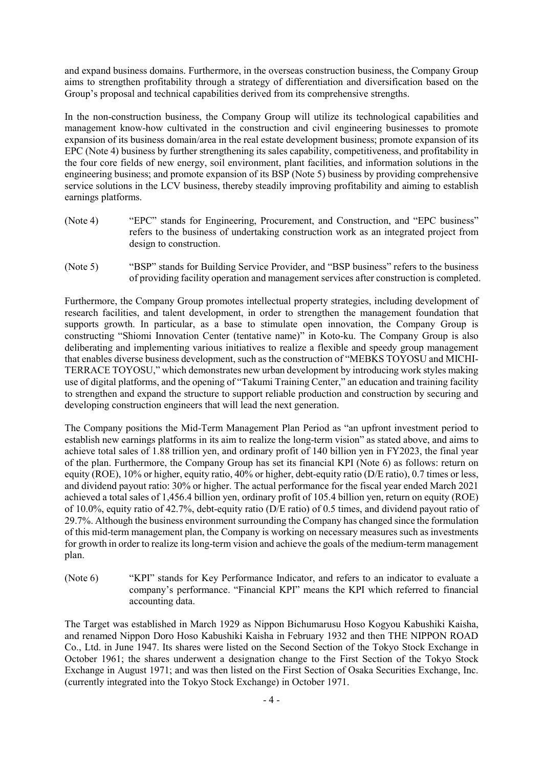and expand business domains. Furthermore, in the overseas construction business, the Company Group aims to strengthen profitability through a strategy of differentiation and diversification based on the Group's proposal and technical capabilities derived from its comprehensive strengths.

In the non-construction business, the Company Group will utilize its technological capabilities and management know-how cultivated in the construction and civil engineering businesses to promote expansion of its business domain/area in the real estate development business; promote expansion of its EPC (Note 4) business by further strengthening its sales capability, competitiveness, and profitability in the four core fields of new energy, soil environment, plant facilities, and information solutions in the engineering business; and promote expansion of its BSP (Note 5) business by providing comprehensive service solutions in the LCV business, thereby steadily improving profitability and aiming to establish earnings platforms.

(Note 4) "EPC" stands for Engineering, Procurement, and Construction, and "EPC business" refers to the business of undertaking construction work as an integrated project from design to construction.

(Note 5) "BSP" stands for Building Service Provider, and "BSP business" refers to the business of providing facility operation and management services after construction is completed.

Furthermore, the Company Group promotes intellectual property strategies, including development of research facilities, and talent development, in order to strengthen the management foundation that supports growth. In particular, as a base to stimulate open innovation, the Company Group is constructing "Shiomi Innovation Center (tentative name)" in Koto-ku. The Company Group is also deliberating and implementing various initiatives to realize a flexible and speedy group management that enables diverse business development, such as the construction of "MEBKS TOYOSU and MICHI-TERRACE TOYOSU," which demonstrates new urban development by introducing work styles making use of digital platforms, and the opening of "Takumi Training Center," an education and training facility to strengthen and expand the structure to support reliable production and construction by securing and developing construction engineers that will lead the next generation.

The Company positions the Mid-Term Management Plan Period as "an upfront investment period to establish new earnings platforms in its aim to realize the long-term vision" as stated above, and aims to achieve total sales of 1.88 trillion yen, and ordinary profit of 140 billion yen in FY2023, the final year of the plan. Furthermore, the Company Group has set its financial KPI (Note 6) as follows: return on equity (ROE), 10% or higher, equity ratio, 40% or higher, debt-equity ratio (D/E ratio), 0.7 times or less, and dividend payout ratio: 30% or higher. The actual performance for the fiscal year ended March 2021 achieved a total sales of 1,456.4 billion yen, ordinary profit of 105.4 billion yen, return on equity (ROE) of 10.0%, equity ratio of 42.7%, debt-equity ratio (D/E ratio) of 0.5 times, and dividend payout ratio of 29.7%. Although the business environment surrounding the Company has changed since the formulation of this mid-term management plan, the Company is working on necessary measures such as investments for growth in order to realize its long-term vision and achieve the goals of the medium-term management plan.

(Note 6) "KPI" stands for Key Performance Indicator, and refers to an indicator to evaluate a company's performance. "Financial KPI" means the KPI which referred to financial accounting data.

The Target was established in March 1929 as Nippon Bichumarusu Hoso Kogyou Kabushiki Kaisha, and renamed Nippon Doro Hoso Kabushiki Kaisha in February 1932 and then THE NIPPON ROAD Co., Ltd. in June 1947. Its shares were listed on the Second Section of the Tokyo Stock Exchange in October 1961; the shares underwent a designation change to the First Section of the Tokyo Stock Exchange in August 1971; and was then listed on the First Section of Osaka Securities Exchange, Inc. (currently integrated into the Tokyo Stock Exchange) in October 1971.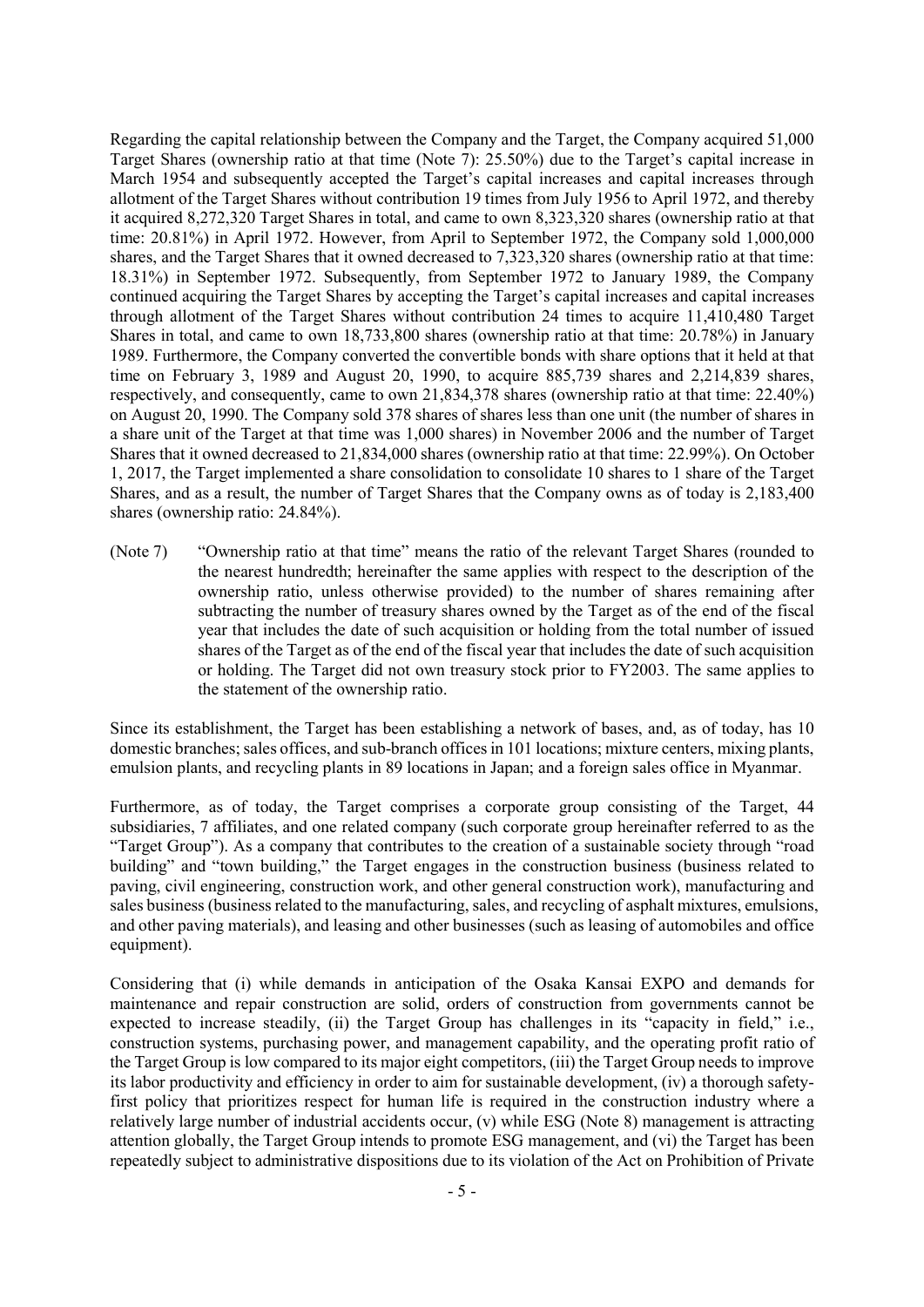Regarding the capital relationship between the Company and the Target, the Company acquired 51,000 Target Shares (ownership ratio at that time (Note 7): 25.50%) due to the Target's capital increase in March 1954 and subsequently accepted the Target's capital increases and capital increases through allotment of the Target Shares without contribution 19 times from July 1956 to April 1972, and thereby it acquired 8,272,320 Target Shares in total, and came to own 8,323,320 shares (ownership ratio at that time: 20.81%) in April 1972. However, from April to September 1972, the Company sold 1,000,000 shares, and the Target Shares that it owned decreased to 7,323,320 shares (ownership ratio at that time: 18.31%) in September 1972. Subsequently, from September 1972 to January 1989, the Company continued acquiring the Target Shares by accepting the Target's capital increases and capital increases through allotment of the Target Shares without contribution 24 times to acquire 11,410,480 Target Shares in total, and came to own 18,733,800 shares (ownership ratio at that time: 20.78%) in January 1989. Furthermore, the Company converted the convertible bonds with share options that it held at that time on February 3, 1989 and August 20, 1990, to acquire 885,739 shares and 2,214,839 shares, respectively, and consequently, came to own 21,834,378 shares (ownership ratio at that time: 22.40%) on August 20, 1990. The Company sold 378 shares of shares less than one unit (the number of shares in a share unit of the Target at that time was 1,000 shares) in November 2006 and the number of Target Shares that it owned decreased to 21,834,000 shares (ownership ratio at that time: 22.99%). On October 1, 2017, the Target implemented a share consolidation to consolidate 10 shares to 1 share of the Target Shares, and as a result, the number of Target Shares that the Company owns as of today is 2,183,400 shares (ownership ratio: 24.84%).

(Note 7) "Ownership ratio at that time" means the ratio of the relevant Target Shares (rounded to the nearest hundredth; hereinafter the same applies with respect to the description of the ownership ratio, unless otherwise provided) to the number of shares remaining after subtracting the number of treasury shares owned by the Target as of the end of the fiscal year that includes the date of such acquisition or holding from the total number of issued shares of the Target as of the end of the fiscal year that includes the date of such acquisition or holding. The Target did not own treasury stock prior to FY2003. The same applies to the statement of the ownership ratio.

Since its establishment, the Target has been establishing a network of bases, and, as of today, has 10 domestic branches; sales offices, and sub-branch offices in 101 locations; mixture centers, mixing plants, emulsion plants, and recycling plants in 89 locations in Japan; and a foreign sales office in Myanmar.

Furthermore, as of today, the Target comprises a corporate group consisting of the Target, 44 subsidiaries, 7 affiliates, and one related company (such corporate group hereinafter referred to as the "Target Group"). As a company that contributes to the creation of a sustainable society through "road building" and "town building," the Target engages in the construction business (business related to paving, civil engineering, construction work, and other general construction work), manufacturing and sales business (business related to the manufacturing, sales, and recycling of asphalt mixtures, emulsions, and other paving materials), and leasing and other businesses (such as leasing of automobiles and office equipment).

Considering that (i) while demands in anticipation of the Osaka Kansai EXPO and demands for maintenance and repair construction are solid, orders of construction from governments cannot be expected to increase steadily, (ii) the Target Group has challenges in its "capacity in field," i.e., construction systems, purchasing power, and management capability, and the operating profit ratio of the Target Group is low compared to its major eight competitors, (iii) the Target Group needs to improve its labor productivity and efficiency in order to aim for sustainable development, (iv) a thorough safety-first policy that prioritizes respect for human life is required in the construction industry where a relatively large number of industrial accidents occur, (v) while ESG (Note 8) management is attracting attention globally, the Target Group intends to promote ESG management, and (vi) the Target has been repeatedly subject to administrative dispositions due to its violation of the Act on Prohibition of Private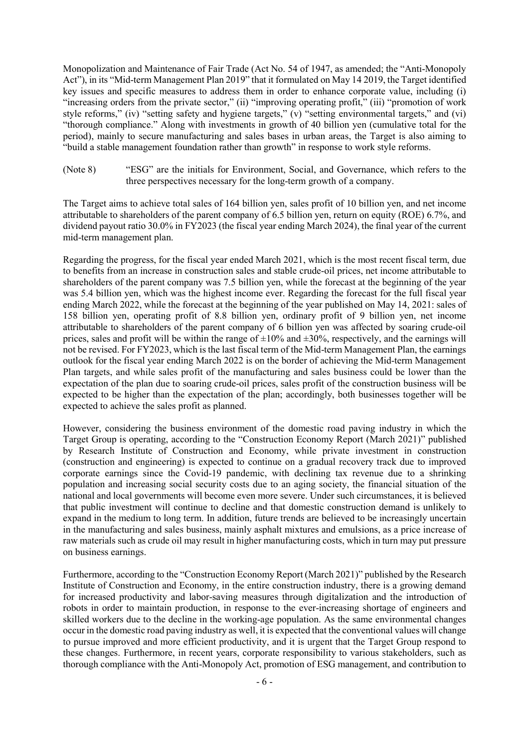Monopolization and Maintenance of Fair Trade (Act No. 54 of 1947, as amended; the "Anti-Monopoly Act"), in its "Mid-term Management Plan 2019" that it formulated on May 14 2019, the Target identified key issues and specific measures to address them in order to enhance corporate value, including (i) "increasing orders from the private sector," (ii) "improving operating profit," (iii) "promotion of work style reforms," (iv) "setting safety and hygiene targets," (v) "setting environmental targets," and (vi) "thorough compliance." Along with investments in growth of 40 billion yen (cumulative total for the period), mainly to secure manufacturing and sales bases in urban areas, the Target is also aiming to "build a stable management foundation rather than growth" in response to work style reforms.

(Note 8) "ESG" are the initials for Environment, Social, and Governance, which refers to the three perspectives necessary for the long-term growth of a company.

The Target aims to achieve total sales of 164 billion yen, sales profit of 10 billion yen, and net income attributable to shareholders of the parent company of 6.5 billion yen, return on equity (ROE) 6.7%, and dividend payout ratio 30.0% in FY2023 (the fiscal year ending March 2024), the final year of the current mid-term management plan.

Regarding the progress, for the fiscal year ended March 2021, which is the most recent fiscal term, due to benefits from an increase in construction sales and stable crude-oil prices, net income attributable to shareholders of the parent company was 7.5 billion yen, while the forecast at the beginning of the year was 5.4 billion yen, which was the highest income ever. Regarding the forecast for the full fiscal year ending March 2022, while the forecast at the beginning of the year published on May 14, 2021: sales of 158 billion yen, operating profit of 8.8 billion yen, ordinary profit of 9 billion yen, net income attributable to shareholders of the parent company of 6 billion yen was affected by soaring crude-oil prices, sales and profit will be within the range of ±10% and ±30%, respectively, and the earnings will not be revised. For FY2023, which is the last fiscal term of the Mid-term Management Plan, the earnings outlook for the fiscal year ending March 2022 is on the border of achieving the Mid-term Management Plan targets, and while sales profit of the manufacturing and sales business could be lower than the expectation of the plan due to soaring crude-oil prices, sales profit of the construction business will be expected to be higher than the expectation of the plan; accordingly, both businesses together will be expected to achieve the sales profit as planned.

However, considering the business environment of the domestic road paving industry in which the Target Group is operating, according to the "Construction Economy Report (March 2021)" published by Research Institute of Construction and Economy, while private investment in construction (construction and engineering) is expected to continue on a gradual recovery track due to improved corporate earnings since the Covid-19 pandemic, with declining tax revenue due to a shrinking population and increasing social security costs due to an aging society, the financial situation of the national and local governments will become even more severe. Under such circumstances, it is believed that public investment will continue to decline and that domestic construction demand is unlikely to expand in the medium to long term. In addition, future trends are believed to be increasingly uncertain in the manufacturing and sales business, mainly asphalt mixtures and emulsions, as a price increase of raw materials such as crude oil may result in higher manufacturing costs, which in turn may put pressure on business earnings.

Furthermore, according to the "Construction Economy Report (March 2021)" published by the Research Institute of Construction and Economy, in the entire construction industry, there is a growing demand for increased productivity and labor-saving measures through digitalization and the introduction of robots in order to maintain production, in response to the ever-increasing shortage of engineers and skilled workers due to the decline in the working-age population. As the same environmental changes occur in the domestic road paving industry as well, it is expected that the conventional values will change to pursue improved and more efficient productivity, and it is urgent that the Target Group respond to these changes. Furthermore, in recent years, corporate responsibility to various stakeholders, such as thorough compliance with the Anti-Monopoly Act, promotion of ESG management, and contribution to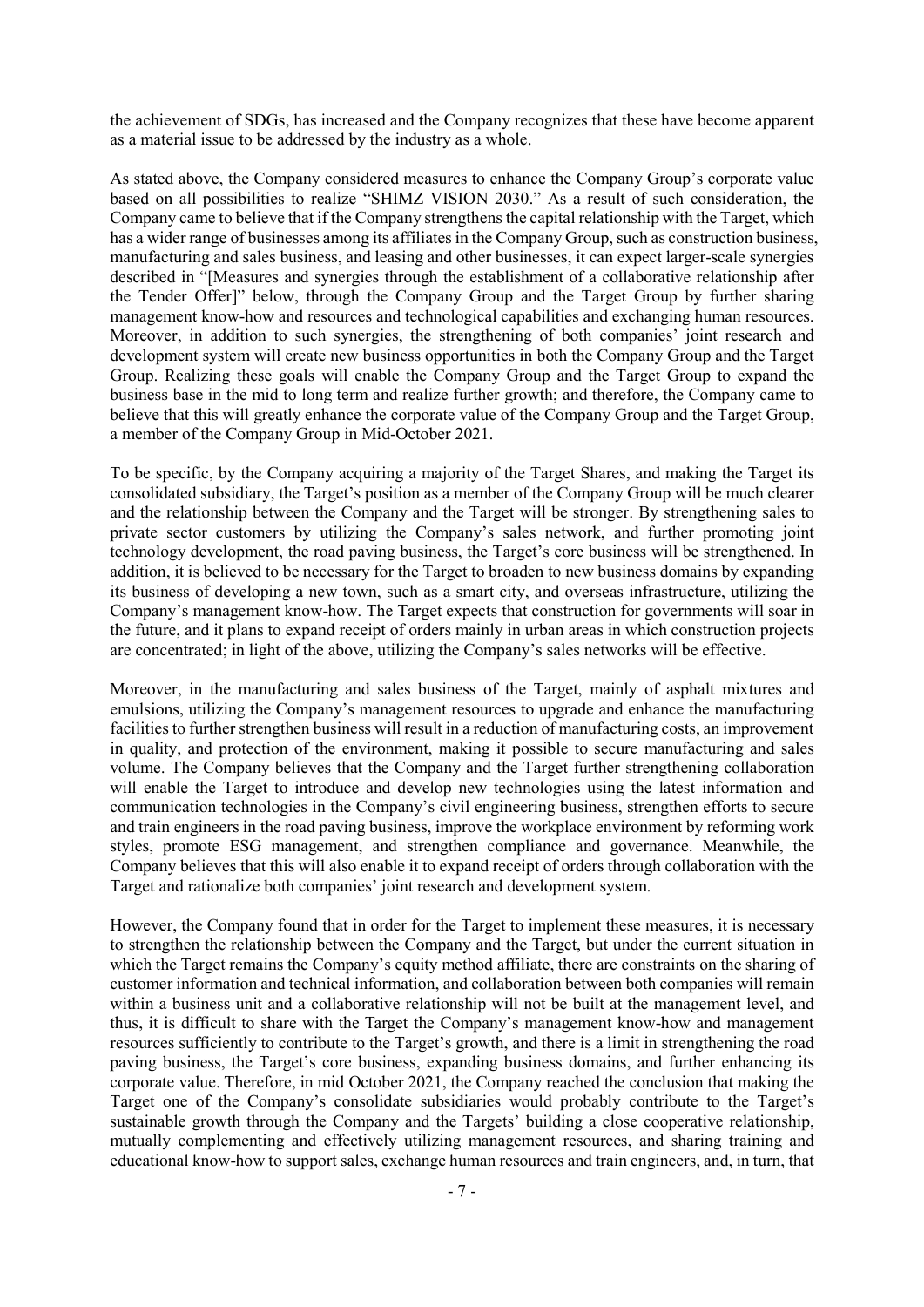the achievement of SDGs, has increased and the Company recognizes that these have become apparent as a material issue to be addressed by the industry as a whole.

As stated above, the Company considered measures to enhance the Company Group's corporate value based on all possibilities to realize "SHIMZ VISION 2030." As a result of such consideration, the Company came to believe that if the Company strengthens the capital relationship with the Target, which has a wider range of businesses among its affiliates in the Company Group, such as construction business, manufacturing and sales business, and leasing and other businesses, it can expect larger-scale synergies described in "[Measures and synergies through the establishment of a collaborative relationship after the Tender Offer]" below, through the Company Group and the Target Group by further sharing management know-how and resources and technological capabilities and exchanging human resources. Moreover, in addition to such synergies, the strengthening of both companies' joint research and development system will create new business opportunities in both the Company Group and the Target Group. Realizing these goals will enable the Company Group and the Target Group to expand the business base in the mid to long term and realize further growth; and therefore, the Company came to believe that this will greatly enhance the corporate value of the Company Group and the Target Group, a member of the Company Group in Mid-October 2021.

To be specific, by the Company acquiring a majority of the Target Shares, and making the Target its consolidated subsidiary, the Target's position as a member of the Company Group will be much clearer and the relationship between the Company and the Target will be stronger. By strengthening sales to private sector customers by utilizing the Company's sales network, and further promoting joint technology development, the road paving business, the Target's core business will be strengthened. In addition, it is believed to be necessary for the Target to broaden to new business domains by expanding its business of developing a new town, such as a smart city, and overseas infrastructure, utilizing the Company's management know-how. The Target expects that construction for governments will soar in the future, and it plans to expand receipt of orders mainly in urban areas in which construction projects are concentrated; in light of the above, utilizing the Company's sales networks will be effective.

Moreover, in the manufacturing and sales business of the Target, mainly of asphalt mixtures and emulsions, utilizing the Company's management resources to upgrade and enhance the manufacturing facilities to further strengthen business will result in a reduction of manufacturing costs, an improvement in quality, and protection of the environment, making it possible to secure manufacturing and sales volume. The Company believes that the Company and the Target further strengthening collaboration will enable the Target to introduce and develop new technologies using the latest information and communication technologies in the Company's civil engineering business, strengthen efforts to secure and train engineers in the road paving business, improve the workplace environment by reforming work styles, promote ESG management, and strengthen compliance and governance. Meanwhile, the Company believes that this will also enable it to expand receipt of orders through collaboration with the Target and rationalize both companies' joint research and development system.

However, the Company found that in order for the Target to implement these measures, it is necessary to strengthen the relationship between the Company and the Target, but under the current situation in which the Target remains the Company's equity method affiliate, there are constraints on the sharing of customer information and technical information, and collaboration between both companies will remain within a business unit and a collaborative relationship will not be built at the management level, and thus, it is difficult to share with the Target the Company's management know-how and management resources sufficiently to contribute to the Target's growth, and there is a limit in strengthening the road paving business, the Target's core business, expanding business domains, and further enhancing its corporate value. Therefore, in mid October 2021, the Company reached the conclusion that making the Target one of the Company's consolidate subsidiaries would probably contribute to the Target's sustainable growth through the Company and the Targets' building a close cooperative relationship, mutually complementing and effectively utilizing management resources, and sharing training and educational know-how to support sales, exchange human resources and train engineers, and, in turn, that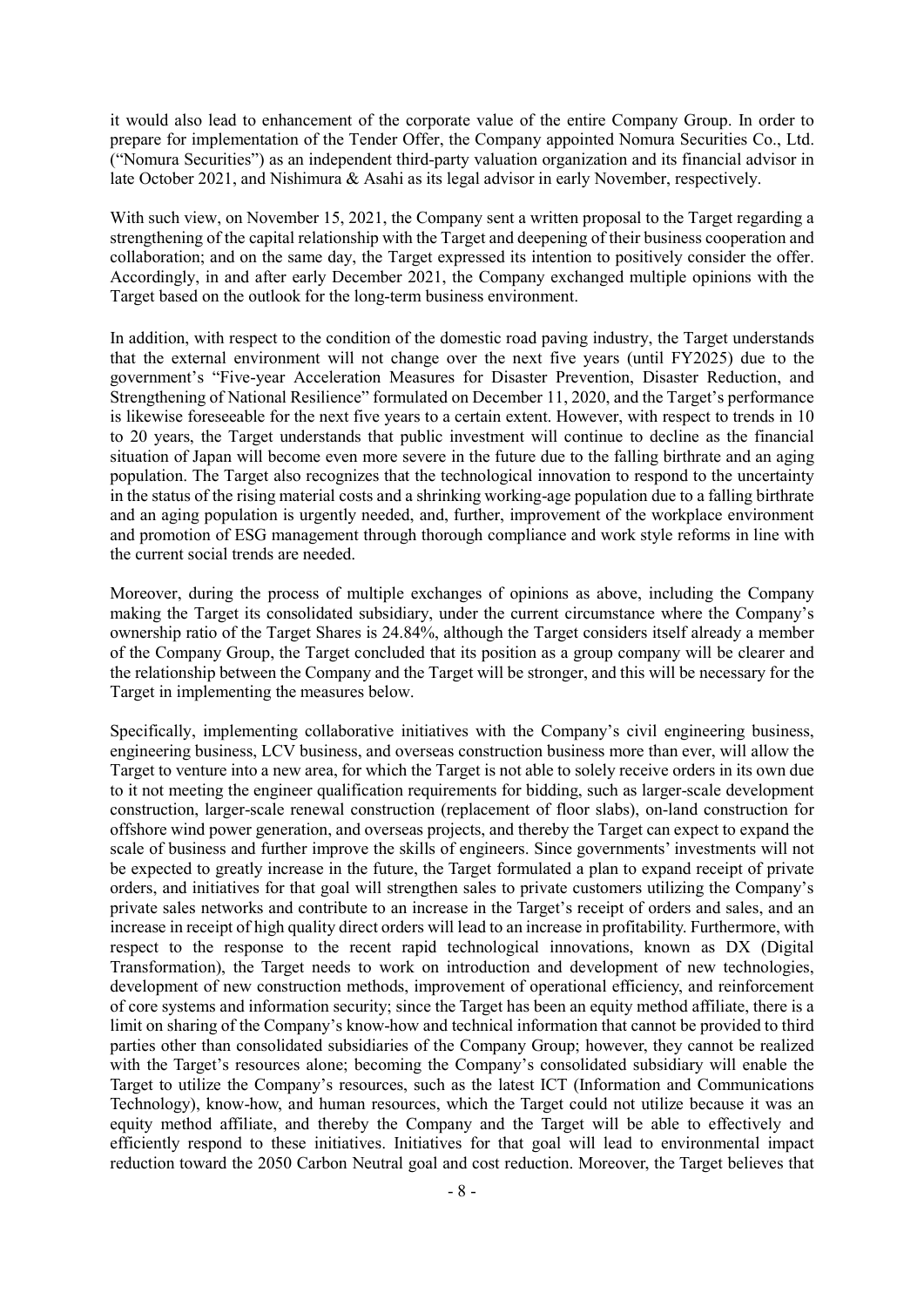it would also lead to enhancement of the corporate value of the entire Company Group. In order to prepare for implementation of the Tender Offer, the Company appointed Nomura Securities Co., Ltd. ("Nomura Securities") as an independent third-party valuation organization and its financial advisor in late October 2021, and Nishimura & Asahi as its legal advisor in early November, respectively.

With such view, on November 15, 2021, the Company sent a written proposal to the Target regarding a strengthening of the capital relationship with the Target and deepening of their business cooperation and collaboration; and on the same day, the Target expressed its intention to positively consider the offer. Accordingly, in and after early December 2021, the Company exchanged multiple opinions with the Target based on the outlook for the long-term business environment.

In addition, with respect to the condition of the domestic road paving industry, the Target understands that the external environment will not change over the next five years (until FY2025) due to the government's "Five-year Acceleration Measures for Disaster Prevention, Disaster Reduction, and Strengthening of National Resilience" formulated on December 11, 2020, and the Target's performance is likewise foreseeable for the next five years to a certain extent. However, with respect to trends in 10 to 20 years, the Target understands that public investment will continue to decline as the financial situation of Japan will become even more severe in the future due to the falling birthrate and an aging population. The Target also recognizes that the technological innovation to respond to the uncertainty in the status of the rising material costs and a shrinking working-age population due to a falling birthrate and an aging population is urgently needed, and, further, improvement of the workplace environment and promotion of ESG management through thorough compliance and work style reforms in line with the current social trends are needed.

Moreover, during the process of multiple exchanges of opinions as above, including the Company making the Target its consolidated subsidiary, under the current circumstance where the Company's ownership ratio of the Target Shares is 24.84%, although the Target considers itself already a member of the Company Group, the Target concluded that its position as a group company will be clearer and the relationship between the Company and the Target will be stronger, and this will be necessary for the Target in implementing the measures below.

Specifically, implementing collaborative initiatives with the Company's civil engineering business, engineering business, LCV business, and overseas construction business more than ever, will allow the Target to venture into a new area, for which the Target is not able to solely receive orders in its own due to it not meeting the engineer qualification requirements for bidding, such as larger-scale development construction, larger-scale renewal construction (replacement of floor slabs), on-land construction for offshore wind power generation, and overseas projects, and thereby the Target can expect to expand the scale of business and further improve the skills of engineers. Since governments' investments will not be expected to greatly increase in the future, the Target formulated a plan to expand receipt of private orders, and initiatives for that goal will strengthen sales to private customers utilizing the Company's private sales networks and contribute to an increase in the Target's receipt of orders and sales, and an increase in receipt of high quality direct orders will lead to an increase in profitability. Furthermore, with respect to the response to the recent rapid technological innovations, known as DX (Digital Transformation), the Target needs to work on introduction and development of new technologies, development of new construction methods, improvement of operational efficiency, and reinforcement of core systems and information security; since the Target has been an equity method affiliate, there is a limit on sharing of the Company's know-how and technical information that cannot be provided to third parties other than consolidated subsidiaries of the Company Group; however, they cannot be realized with the Target's resources alone; becoming the Company's consolidated subsidiary will enable the Target to utilize the Company's resources, such as the latest ICT (Information and Communications Technology), know-how, and human resources, which the Target could not utilize because it was an equity method affiliate, and thereby the Company and the Target will be able to effectively and efficiently respond to these initiatives. Initiatives for that goal will lead to environmental impact reduction toward the 2050 Carbon Neutral goal and cost reduction. Moreover, the Target believes that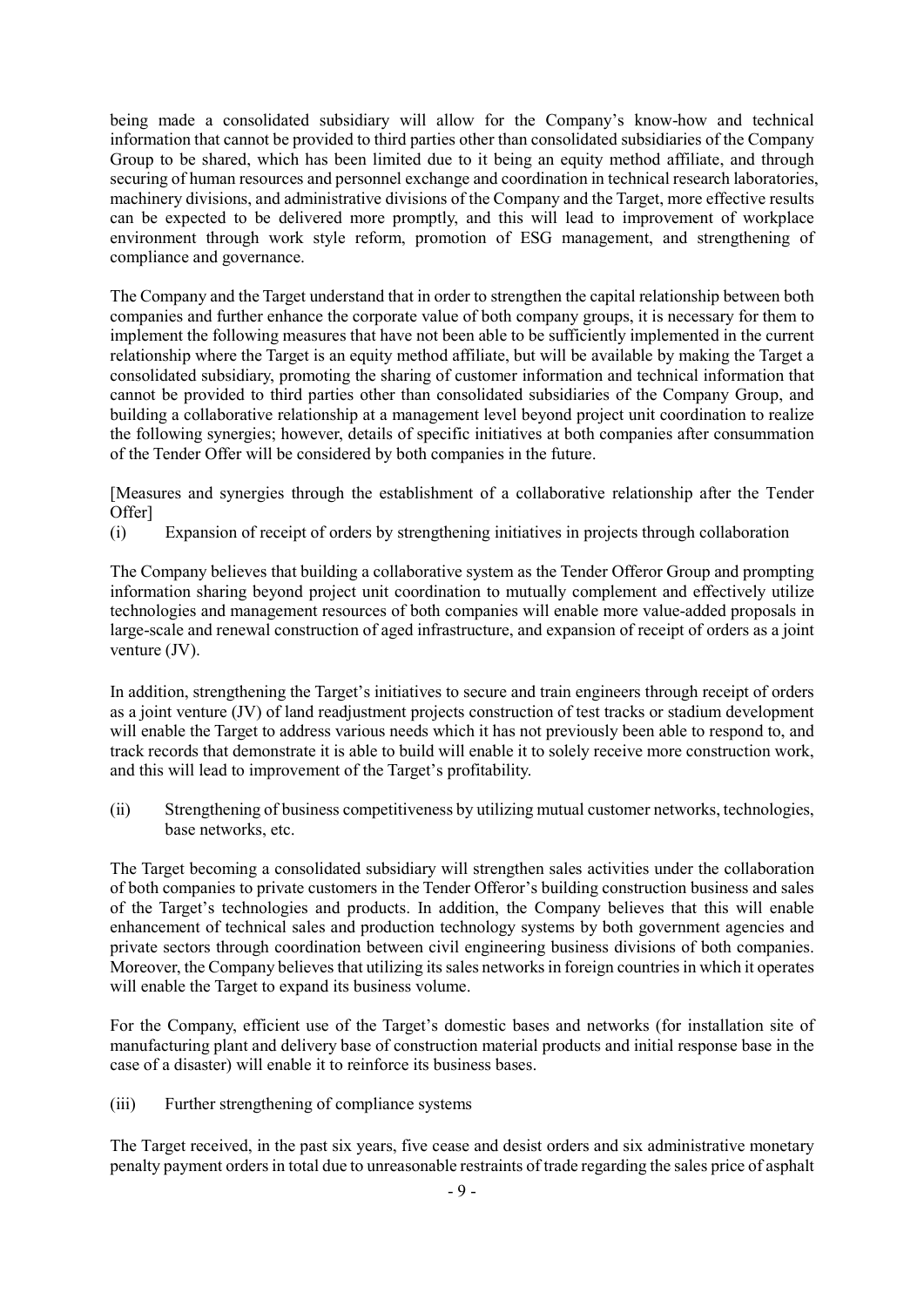being made a consolidated subsidiary will allow for the Company's know-how and technical information that cannot be provided to third parties other than consolidated subsidiaries of the Company Group to be shared, which has been limited due to it being an equity method affiliate, and through securing of human resources and personnel exchange and coordination in technical research laboratories, machinery divisions, and administrative divisions of the Company and the Target, more effective results can be expected to be delivered more promptly, and this will lead to improvement of workplace environment through work style reform, promotion of ESG management, and strengthening of compliance and governance.

The Company and the Target understand that in order to strengthen the capital relationship between both companies and further enhance the corporate value of both company groups, it is necessary for them to implement the following measures that have not been able to be sufficiently implemented in the current relationship where the Target is an equity method affiliate, but will be available by making the Target a consolidated subsidiary, promoting the sharing of customer information and technical information that cannot be provided to third parties other than consolidated subsidiaries of the Company Group, and building a collaborative relationship at a management level beyond project unit coordination to realize the following synergies; however, details of specific initiatives at both companies after consummation of the Tender Offer will be considered by both companies in the future.

[Measures and synergies through the establishment of a collaborative relationship after the Tender Offer]

(i) Expansion of receipt of orders by strengthening initiatives in projects through collaboration

The Company believes that building a collaborative system as the Tender Offeror Group and prompting information sharing beyond project unit coordination to mutually complement and effectively utilize technologies and management resources of both companies will enable more value-added proposals in large-scale and renewal construction of aged infrastructure, and expansion of receipt of orders as a joint venture (JV).

In addition, strengthening the Target's initiatives to secure and train engineers through receipt of orders as a joint venture (JV) of land readjustment projects construction of test tracks or stadium development will enable the Target to address various needs which it has not previously been able to respond to, and track records that demonstrate it is able to build will enable it to solely receive more construction work, and this will lead to improvement of the Target's profitability.

(ii) Strengthening of business competitiveness by utilizing mutual customer networks, technologies, base networks, etc.

The Target becoming a consolidated subsidiary will strengthen sales activities under the collaboration of both companies to private customers in the Tender Offeror's building construction business and sales of the Target's technologies and products. In addition, the Company believes that this will enable enhancement of technical sales and production technology systems by both government agencies and private sectors through coordination between civil engineering business divisions of both companies. Moreover, the Company believes that utilizing its sales networks in foreign countries in which it operates will enable the Target to expand its business volume.

For the Company, efficient use of the Target's domestic bases and networks (for installation site of manufacturing plant and delivery base of construction material products and initial response base in the case of a disaster) will enable it to reinforce its business bases.

(iii) Further strengthening of compliance systems

The Target received, in the past six years, five cease and desist orders and six administrative monetary penalty payment orders in total due to unreasonable restraints of trade regarding the sales price of asphalt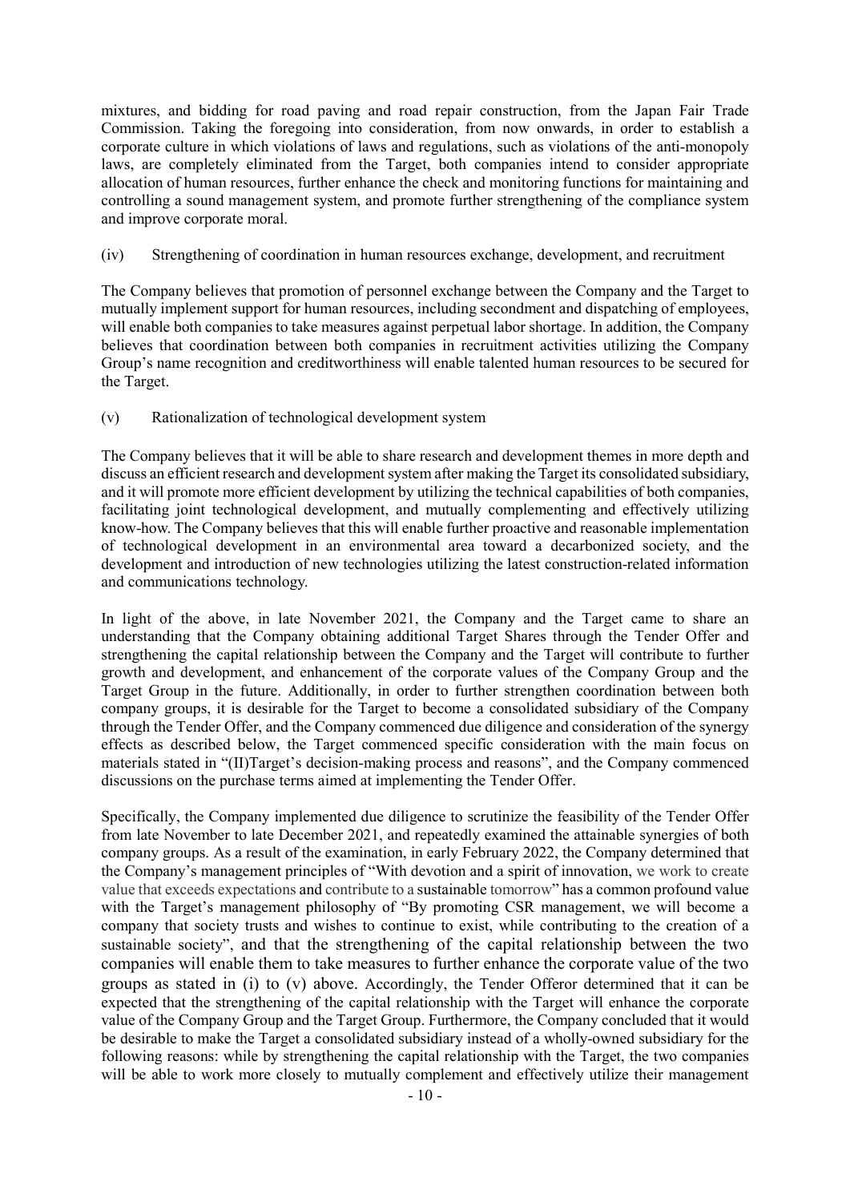mixtures, and bidding for road paving and road repair construction, from the Japan Fair Trade Commission. Taking the foregoing into consideration, from now onwards, in order to establish a corporate culture in which violations of laws and regulations, such as violations of the anti-monopoly laws, are completely eliminated from the Target, both companies intend to consider appropriate allocation of human resources, further enhance the check and monitoring functions for maintaining and controlling a sound management system, and promote further strengthening of the compliance system and improve corporate moral.

(iv) Strengthening of coordination in human resources exchange, development, and recruitment

The Company believes that promotion of personnel exchange between the Company and the Target to mutually implement support for human resources, including secondment and dispatching of employees, will enable both companies to take measures against perpetual labor shortage. In addition, the Company believes that coordination between both companies in recruitment activities utilizing the Company Group's name recognition and creditworthiness will enable talented human resources to be secured for the Target.

(v) Rationalization of technological development system

The Company believes that it will be able to share research and development themes in more depth and discuss an efficient research and development system after making the Target its consolidated subsidiary, and it will promote more efficient development by utilizing the technical capabilities of both companies, facilitating joint technological development, and mutually complementing and effectively utilizing know-how. The Company believes that this will enable further proactive and reasonable implementation of technological development in an environmental area toward a decarbonized society, and the development and introduction of new technologies utilizing the latest construction-related information and communications technology.

In light of the above, in late November 2021, the Company and the Target came to share an understanding that the Company obtaining additional Target Shares through the Tender Offer and strengthening the capital relationship between the Company and the Target will contribute to further growth and development, and enhancement of the corporate values of the Company Group and the Target Group in the future. Additionally, in order to further strengthen coordination between both company groups, it is desirable for the Target to become a consolidated subsidiary of the Company through the Tender Offer, and the Company commenced due diligence and consideration of the synergy effects as described below, the Target commenced specific consideration with the main focus on materials stated in "(II)Target's decision-making process and reasons", and the Company commenced discussions on the purchase terms aimed at implementing the Tender Offer.

Specifically, the Company implemented due diligence to scrutinize the feasibility of the Tender Offer from late November to late December 2021, and repeatedly examined the attainable synergies of both company groups. As a result of the examination, in early February 2022, the Company determined that the Company's management principles of "With devotion and a spirit of innovation, we work to create value that exceeds expectations and contribute to a sustainable tomorrow" has a common profound value with the Target's management philosophy of "By promoting CSR management, we will become a company that society trusts and wishes to continue to exist, while contributing to the creation of a sustainable society", and that the strengthening of the capital relationship between the two companies will enable them to take measures to further enhance the corporate value of the two groups as stated in (i) to (v) above. Accordingly, the Tender Offeror determined that it can be expected that the strengthening of the capital relationship with the Target will enhance the corporate value of the Company Group and the Target Group. Furthermore, the Company concluded that it would be desirable to make the Target a consolidated subsidiary instead of a wholly-owned subsidiary for the following reasons: while by strengthening the capital relationship with the Target, the two companies will be able to work more closely to mutually complement and effectively utilize their management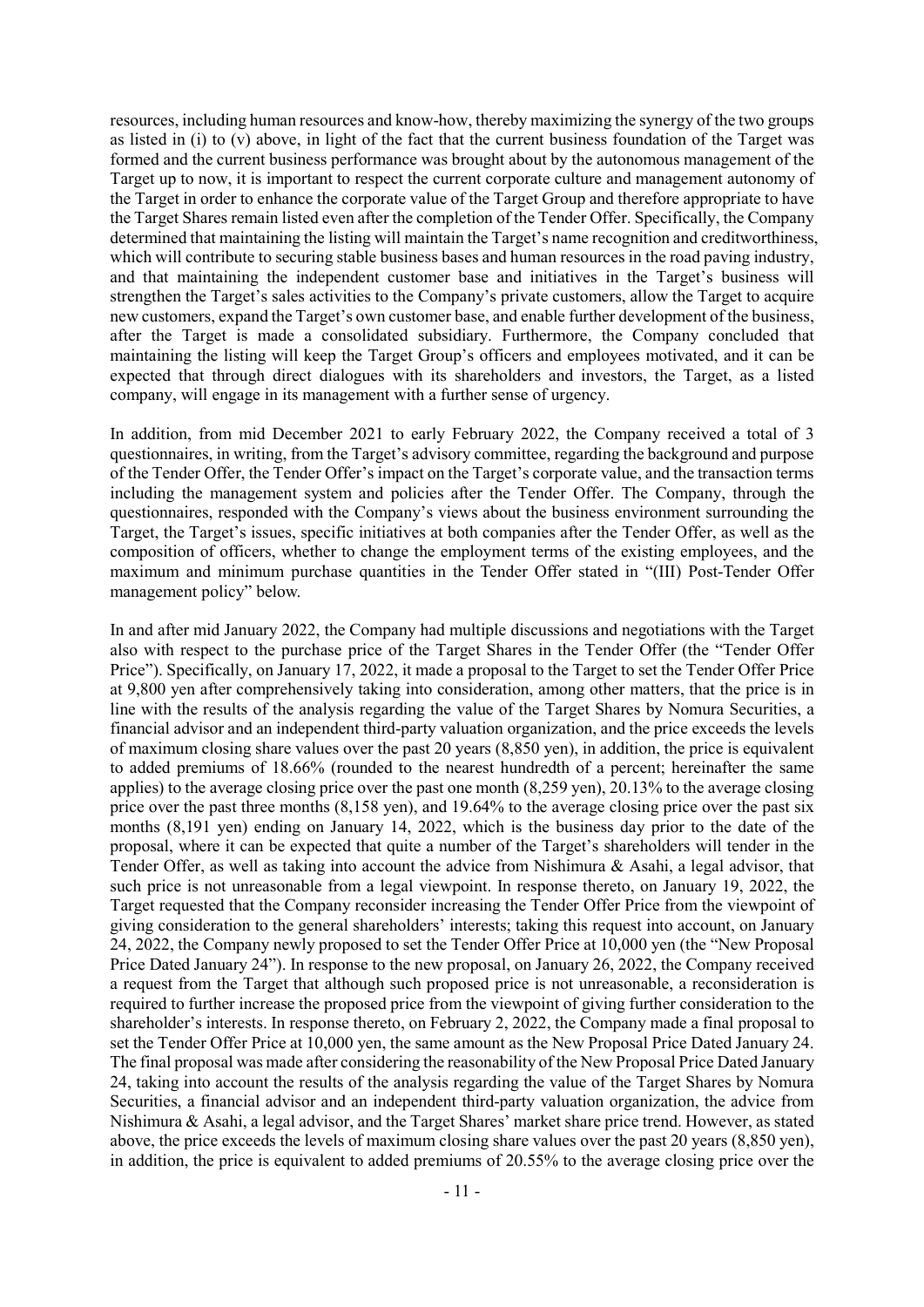resources, including human resources and know-how, thereby maximizing the synergy of the two groups as listed in (i) to (v) above, in light of the fact that the current business foundation of the Target was formed and the current business performance was brought about by the autonomous management of the Target up to now, it is important to respect the current corporate culture and management autonomy of the Target in order to enhance the corporate value of the Target Group and therefore appropriate to have the Target Shares remain listed even after the completion of the Tender Offer. Specifically, the Company determined that maintaining the listing will maintain the Target's name recognition and creditworthiness, which will contribute to securing stable business bases and human resources in the road paving industry, and that maintaining the independent customer base and initiatives in the Target's business will strengthen the Target's sales activities to the Company's private customers, allow the Target to acquire new customers, expand the Target's own customer base, and enable further development of the business, after the Target is made a consolidated subsidiary. Furthermore, the Company concluded that maintaining the listing will keep the Target Group's officers and employees motivated, and it can be expected that through direct dialogues with its shareholders and investors, the Target, as a listed company, will engage in its management with a further sense of urgency.

In addition, from mid December 2021 to early February 2022, the Company received a total of 3 questionnaires, in writing, from the Target's advisory committee, regarding the background and purpose of the Tender Offer, the Tender Offer's impact on the Target's corporate value, and the transaction terms including the management system and policies after the Tender Offer. The Company, through the questionnaires, responded with the Company's views about the business environment surrounding the Target, the Target's issues, specific initiatives at both companies after the Tender Offer, as well as the composition of officers, whether to change the employment terms of the existing employees, and the maximum and minimum purchase quantities in the Tender Offer stated in "(III) Post-Tender Offer management policy" below.

In and after mid January 2022, the Company had multiple discussions and negotiations with the Target also with respect to the purchase price of the Target Shares in the Tender Offer (the "Tender Offer Price"). Specifically, on January 17, 2022, it made a proposal to the Target to set the Tender Offer Price at 9,800 yen after comprehensively taking into consideration, among other matters, that the price is in line with the results of the analysis regarding the value of the Target Shares by Nomura Securities, a financial advisor and an independent third-party valuation organization, and the price exceeds the levels of maximum closing share values over the past 20 years (8,850 yen), in addition, the price is equivalent to added premiums of 18.66% (rounded to the nearest hundredth of a percent; hereinafter the same applies) to the average closing price over the past one month (8,259 yen), 20.13% to the average closing price over the past three months (8,158 yen), and 19.64% to the average closing price over the past six months (8,191 yen) ending on January 14, 2022, which is the business day prior to the date of the proposal, where it can be expected that quite a number of the Target's shareholders will tender in the Tender Offer, as well as taking into account the advice from Nishimura & Asahi, a legal advisor, that such price is not unreasonable from a legal viewpoint. In response thereto, on January 19, 2022, the Target requested that the Company reconsider increasing the Tender Offer Price from the viewpoint of giving consideration to the general shareholders' interests; taking this request into account, on January 24, 2022, the Company newly proposed to set the Tender Offer Price at 10,000 yen (the "New Proposal Price Dated January 24"). In response to the new proposal, on January 26, 2022, the Company received a request from the Target that although such proposed price is not unreasonable, a reconsideration is required to further increase the proposed price from the viewpoint of giving further consideration to the shareholder's interests. In response thereto, on February 2, 2022, the Company made a final proposal to set the Tender Offer Price at 10,000 yen, the same amount as the New Proposal Price Dated January 24. The final proposal was made after considering the reasonability of the New Proposal Price Dated January 24, taking into account the results of the analysis regarding the value of the Target Shares by Nomura Securities, a financial advisor and an independent third-party valuation organization, the advice from Nishimura & Asahi, a legal advisor, and the Target Shares' market share price trend. However, as stated above, the price exceeds the levels of maximum closing share values over the past 20 years (8,850 yen), in addition, the price is equivalent to added premiums of 20.55% to the average closing price over the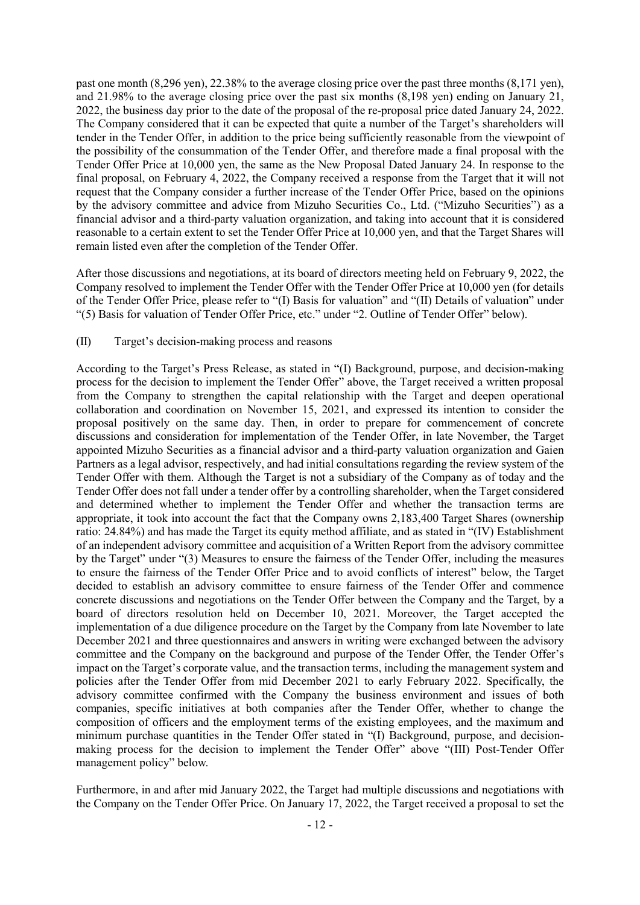past one month (8,296 yen), 22.38% to the average closing price over the past three months (8,171 yen), and 21.98% to the average closing price over the past six months (8,198 yen) ending on January 21, 2022, the business day prior to the date of the proposal of the re-proposal price dated January 24, 2022. The Company considered that it can be expected that quite a number of the Target's shareholders will tender in the Tender Offer, in addition to the price being sufficiently reasonable from the viewpoint of the possibility of the consummation of the Tender Offer, and therefore made a final proposal with the Tender Offer Price at 10,000 yen, the same as the New Proposal Dated January 24. In response to the final proposal, on February 4, 2022, the Company received a response from the Target that it will not request that the Company consider a further increase of the Tender Offer Price, based on the opinions by the advisory committee and advice from Mizuho Securities Co., Ltd. ("Mizuho Securities") as a financial advisor and a third-party valuation organization, and taking into account that it is considered reasonable to a certain extent to set the Tender Offer Price at 10,000 yen, and that the Target Shares will remain listed even after the completion of the Tender Offer.

After those discussions and negotiations, at its board of directors meeting held on February 9, 2022, the Company resolved to implement the Tender Offer with the Tender Offer Price at 10,000 yen (for details of the Tender Offer Price, please refer to "(I) Basis for valuation" and "(II) Details of valuation" under "(5) Basis for valuation of Tender Offer Price, etc." under "2. Outline of Tender Offer" below).

(II) Target's decision-making process and reasons

According to the Target's Press Release, as stated in "(I) Background, purpose, and decision-making process for the decision to implement the Tender Offer" above, the Target received a written proposal from the Company to strengthen the capital relationship with the Target and deepen operational collaboration and coordination on November 15, 2021, and expressed its intention to consider the proposal positively on the same day. Then, in order to prepare for commencement of concrete discussions and consideration for implementation of the Tender Offer, in late November, the Target appointed Mizuho Securities as a financial advisor and a third-party valuation organization and Gaien Partners as a legal advisor, respectively, and had initial consultations regarding the review system of the Tender Offer with them. Although the Target is not a subsidiary of the Company as of today and the Tender Offer does not fall under a tender offer by a controlling shareholder, when the Target considered and determined whether to implement the Tender Offer and whether the transaction terms are appropriate, it took into account the fact that the Company owns 2,183,400 Target Shares (ownership ratio: 24.84%) and has made the Target its equity method affiliate, and as stated in "(IV) Establishment of an independent advisory committee and acquisition of a Written Report from the advisory committee by the Target" under "(3) Measures to ensure the fairness of the Tender Offer, including the measures to ensure the fairness of the Tender Offer Price and to avoid conflicts of interest" below, the Target decided to establish an advisory committee to ensure fairness of the Tender Offer and commence concrete discussions and negotiations on the Tender Offer between the Company and the Target, by a board of directors resolution held on December 10, 2021. Moreover, the Target accepted the implementation of a due diligence procedure on the Target by the Company from late November to late December 2021 and three questionnaires and answers in writing were exchanged between the advisory committee and the Company on the background and purpose of the Tender Offer, the Tender Offer's impact on the Target's corporate value, and the transaction terms, including the management system and policies after the Tender Offer from mid December 2021 to early February 2022. Specifically, the advisory committee confirmed with the Company the business environment and issues of both companies, specific initiatives at both companies after the Tender Offer, whether to change the composition of officers and the employment terms of the existing employees, and the maximum and minimum purchase quantities in the Tender Offer stated in "(I) Background, purpose, and decision-making process for the decision to implement the Tender Offer" above "(III) Post-Tender Offer management policy" below.

Furthermore, in and after mid January 2022, the Target had multiple discussions and negotiations with the Company on the Tender Offer Price. On January 17, 2022, the Target received a proposal to set the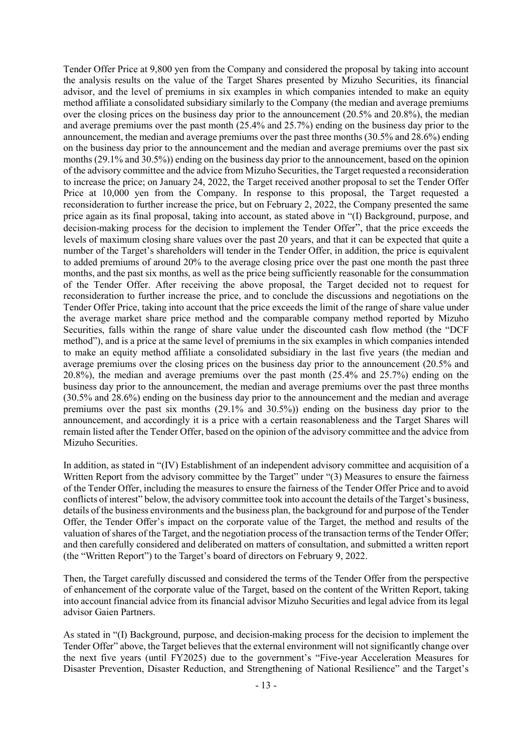Tender Offer Price at 9,800 yen from the Company and considered the proposal by taking into account the analysis results on the value of the Target Shares presented by Mizuho Securities, its financial advisor, and the level of premiums in six examples in which companies intended to make an equity method affiliate a consolidated subsidiary similarly to the Company (the median and average premiums over the closing prices on the business day prior to the announcement (20.5% and 20.8%), the median and average premiums over the past month (25.4% and 25.7%) ending on the business day prior to the announcement, the median and average premiums over the past three months (30.5% and 28.6%) ending on the business day prior to the announcement and the median and average premiums over the past six months (29.1% and 30.5%)) ending on the business day prior to the announcement, based on the opinion of the advisory committee and the advice from Mizuho Securities, the Target requested a reconsideration to increase the price; on January 24, 2022, the Target received another proposal to set the Tender Offer Price at 10,000 yen from the Company. In response to this proposal, the Target requested a reconsideration to further increase the price, but on February 2, 2022, the Company presented the same price again as its final proposal, taking into account, as stated above in "(I) Background, purpose, and decision-making process for the decision to implement the Tender Offer", that the price exceeds the levels of maximum closing share values over the past 20 years, and that it can be expected that quite a number of the Target's shareholders will tender in the Tender Offer, in addition, the price is equivalent to added premiums of around 20% to the average closing price over the past one month the past three months, and the past six months, as well as the price being sufficiently reasonable for the consummation of the Tender Offer. After receiving the above proposal, the Target decided not to request for reconsideration to further increase the price, and to conclude the discussions and negotiations on the Tender Offer Price, taking into account that the price exceeds the limit of the range of share value under the average market share price method and the comparable company method reported by Mizuho Securities, falls within the range of share value under the discounted cash flow method (the "DCF method"), and is a price at the same level of premiums in the six examples in which companies intended to make an equity method affiliate a consolidated subsidiary in the last five years (the median and average premiums over the closing prices on the business day prior to the announcement (20.5% and 20.8%), the median and average premiums over the past month (25.4% and 25.7%) ending on the business day prior to the announcement, the median and average premiums over the past three months (30.5% and 28.6%) ending on the business day prior to the announcement and the median and average premiums over the past six months (29.1% and 30.5%)) ending on the business day prior to the announcement, and accordingly it is a price with a certain reasonableness and the Target Shares will remain listed after the Tender Offer, based on the opinion of the advisory committee and the advice from Mizuho Securities.

In addition, as stated in "(IV) Establishment of an independent advisory committee and acquisition of a Written Report from the advisory committee by the Target" under "(3) Measures to ensure the fairness of the Tender Offer, including the measures to ensure the fairness of the Tender Offer Price and to avoid conflicts of interest" below, the advisory committee took into account the details of the Target's business, details of the business environments and the business plan, the background for and purpose of the Tender Offer, the Tender Offer's impact on the corporate value of the Target, the method and results of the valuation of shares of the Target, and the negotiation process of the transaction terms of the Tender Offer; and then carefully considered and deliberated on matters of consultation, and submitted a written report (the "Written Report") to the Target's board of directors on February 9, 2022.

Then, the Target carefully discussed and considered the terms of the Tender Offer from the perspective of enhancement of the corporate value of the Target, based on the content of the Written Report, taking into account financial advice from its financial advisor Mizuho Securities and legal advice from its legal advisor Gaien Partners.

As stated in "(I) Background, purpose, and decision-making process for the decision to implement the Tender Offer" above, the Target believes that the external environment will not significantly change over the next five years (until FY2025) due to the government's "Five-year Acceleration Measures for Disaster Prevention, Disaster Reduction, and Strengthening of National Resilience" and the Target's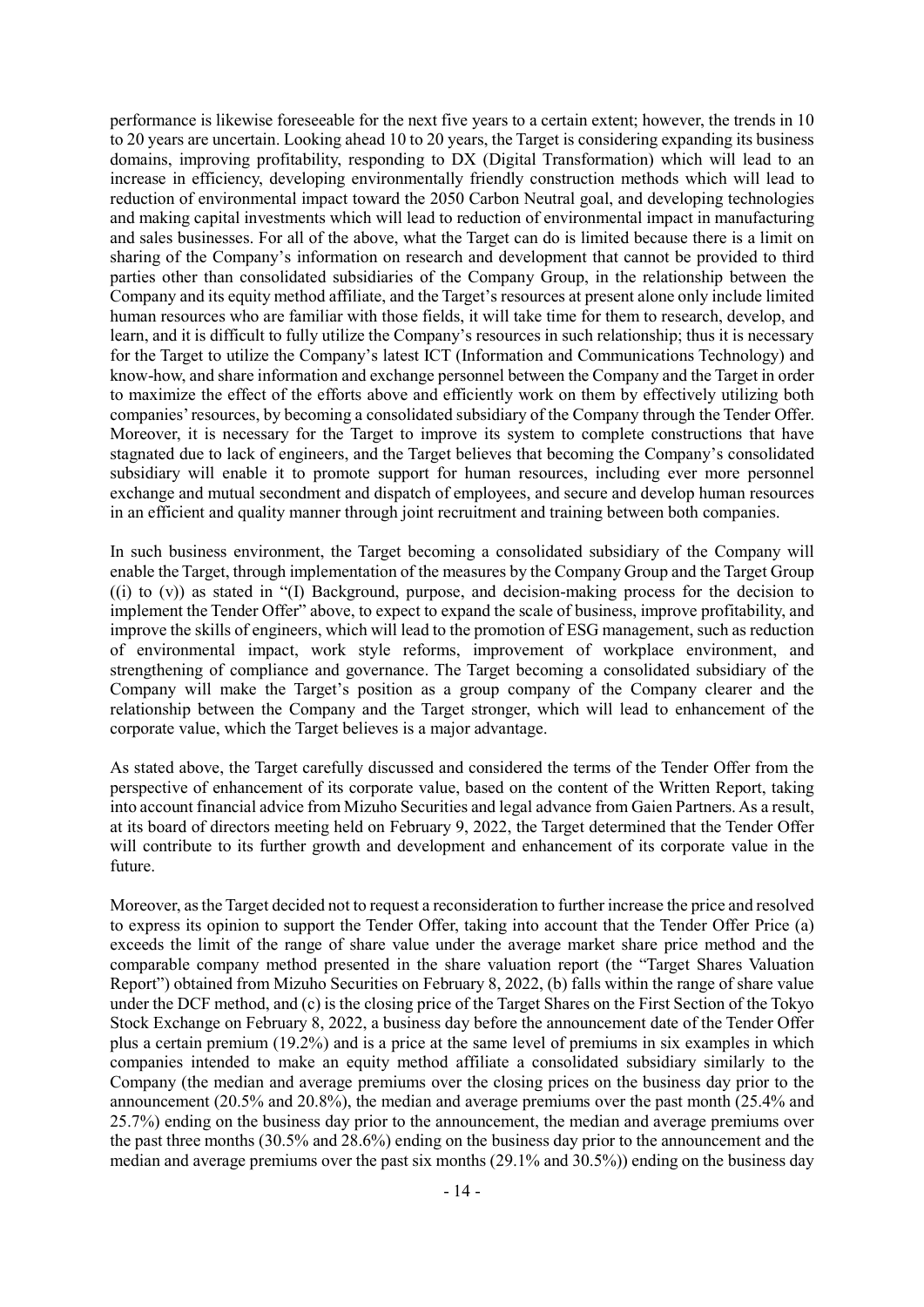performance is likewise foreseeable for the next five years to a certain extent; however, the trends in 10 to 20 years are uncertain. Looking ahead 10 to 20 years, the Target is considering expanding its business domains, improving profitability, responding to DX (Digital Transformation) which will lead to an increase in efficiency, developing environmentally friendly construction methods which will lead to reduction of environmental impact toward the 2050 Carbon Neutral goal, and developing technologies and making capital investments which will lead to reduction of environmental impact in manufacturing and sales businesses. For all of the above, what the Target can do is limited because there is a limit on sharing of the Company's information on research and development that cannot be provided to third parties other than consolidated subsidiaries of the Company Group, in the relationship between the Company and its equity method affiliate, and the Target's resources at present alone only include limited human resources who are familiar with those fields, it will take time for them to research, develop, and learn, and it is difficult to fully utilize the Company's resources in such relationship; thus it is necessary for the Target to utilize the Company's latest ICT (Information and Communications Technology) and know-how, and share information and exchange personnel between the Company and the Target in order to maximize the effect of the efforts above and efficiently work on them by effectively utilizing both companies' resources, by becoming a consolidated subsidiary of the Company through the Tender Offer. Moreover, it is necessary for the Target to improve its system to complete constructions that have stagnated due to lack of engineers, and the Target believes that becoming the Company's consolidated subsidiary will enable it to promote support for human resources, including ever more personnel exchange and mutual secondment and dispatch of employees, and secure and develop human resources in an efficient and quality manner through joint recruitment and training between both companies.

In such business environment, the Target becoming a consolidated subsidiary of the Company will enable the Target, through implementation of the measures by the Company Group and the Target Group ((i) to (v)) as stated in "(I) Background, purpose, and decision-making process for the decision to implement the Tender Offer" above, to expect to expand the scale of business, improve profitability, and improve the skills of engineers, which will lead to the promotion of ESG management, such as reduction of environmental impact, work style reforms, improvement of workplace environment, and strengthening of compliance and governance. The Target becoming a consolidated subsidiary of the Company will make the Target's position as a group company of the Company clearer and the relationship between the Company and the Target stronger, which will lead to enhancement of the corporate value, which the Target believes is a major advantage.

As stated above, the Target carefully discussed and considered the terms of the Tender Offer from the perspective of enhancement of its corporate value, based on the content of the Written Report, taking into account financial advice from Mizuho Securities and legal advance from Gaien Partners. As a result, at its board of directors meeting held on February 9, 2022, the Target determined that the Tender Offer will contribute to its further growth and development and enhancement of its corporate value in the future.

Moreover, as the Target decided not to request a reconsideration to further increase the price and resolved to express its opinion to support the Tender Offer, taking into account that the Tender Offer Price (a) exceeds the limit of the range of share value under the average market share price method and the comparable company method presented in the share valuation report (the "Target Shares Valuation Report") obtained from Mizuho Securities on February 8, 2022, (b) falls within the range of share value under the DCF method, and (c) is the closing price of the Target Shares on the First Section of the Tokyo Stock Exchange on February 8, 2022, a business day before the announcement date of the Tender Offer plus a certain premium (19.2%) and is a price at the same level of premiums in six examples in which companies intended to make an equity method affiliate a consolidated subsidiary similarly to the Company (the median and average premiums over the closing prices on the business day prior to the announcement (20.5% and 20.8%), the median and average premiums over the past month (25.4% and 25.7%) ending on the business day prior to the announcement, the median and average premiums over the past three months (30.5% and 28.6%) ending on the business day prior to the announcement and the median and average premiums over the past six months (29.1% and 30.5%)) ending on the business day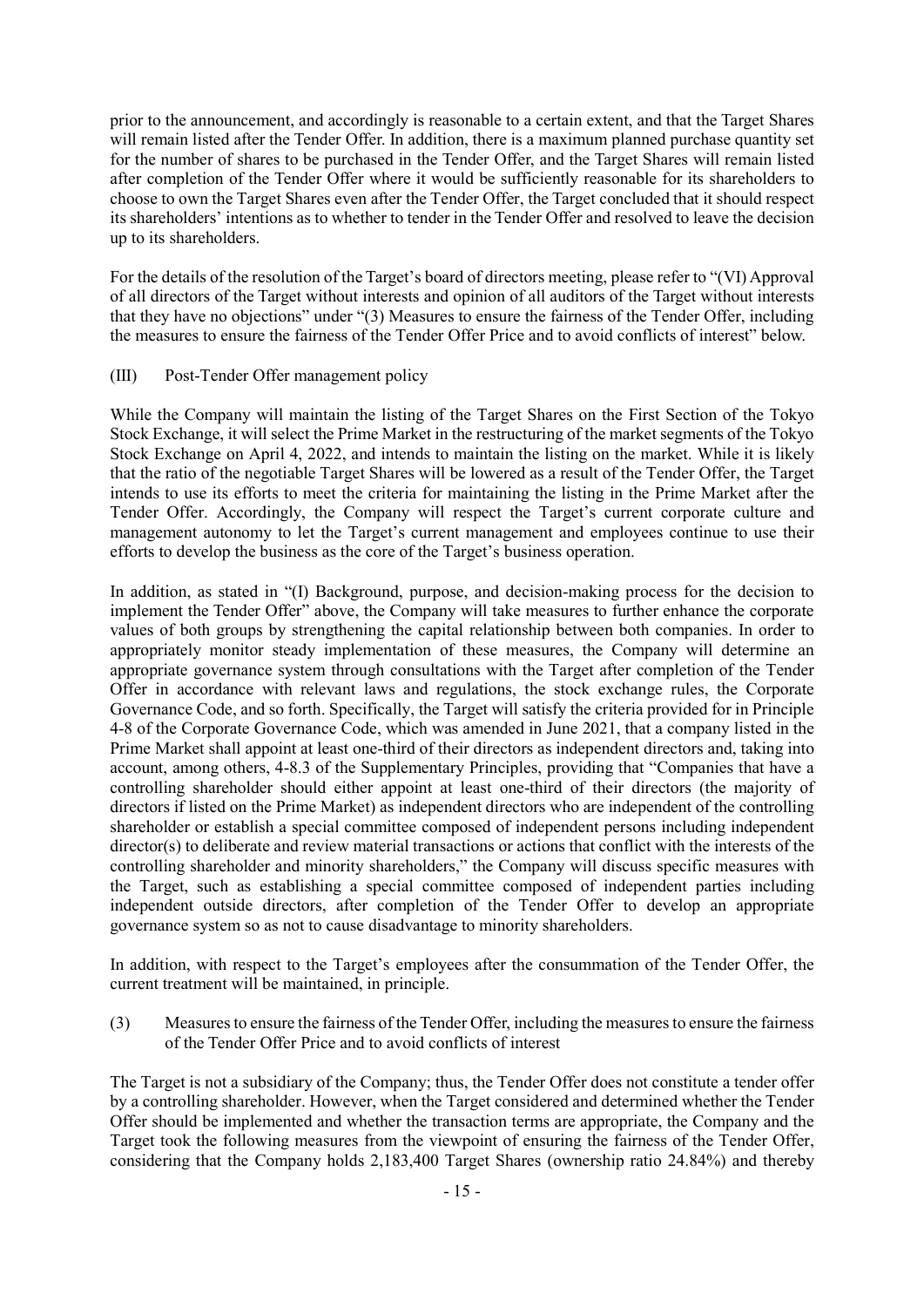prior to the announcement, and accordingly is reasonable to a certain extent, and that the Target Shares will remain listed after the Tender Offer. In addition, there is a maximum planned purchase quantity set for the number of shares to be purchased in the Tender Offer, and the Target Shares will remain listed after completion of the Tender Offer where it would be sufficiently reasonable for its shareholders to choose to own the Target Shares even after the Tender Offer, the Target concluded that it should respect its shareholders' intentions as to whether to tender in the Tender Offer and resolved to leave the decision up to its shareholders.

For the details of the resolution of the Target's board of directors meeting, please refer to "(VI) Approval of all directors of the Target without interests and opinion of all auditors of the Target without interests that they have no objections" under "(3) Measures to ensure the fairness of the Tender Offer, including the measures to ensure the fairness of the Tender Offer Price and to avoid conflicts of interest" below.

(III) Post-Tender Offer management policy

While the Company will maintain the listing of the Target Shares on the First Section of the Tokyo Stock Exchange, it will select the Prime Market in the restructuring of the market segments of the Tokyo Stock Exchange on April 4, 2022, and intends to maintain the listing on the market. While it is likely that the ratio of the negotiable Target Shares will be lowered as a result of the Tender Offer, the Target intends to use its efforts to meet the criteria for maintaining the listing in the Prime Market after the Tender Offer. Accordingly, the Company will respect the Target's current corporate culture and management autonomy to let the Target's current management and employees continue to use their efforts to develop the business as the core of the Target's business operation.

In addition, as stated in "(I) Background, purpose, and decision-making process for the decision to implement the Tender Offer" above, the Company will take measures to further enhance the corporate values of both groups by strengthening the capital relationship between both companies. In order to appropriately monitor steady implementation of these measures, the Company will determine an appropriate governance system through consultations with the Target after completion of the Tender Offer in accordance with relevant laws and regulations, the stock exchange rules, the Corporate Governance Code, and so forth. Specifically, the Target will satisfy the criteria provided for in Principle 4-8 of the Corporate Governance Code, which was amended in June 2021, that a company listed in the Prime Market shall appoint at least one-third of their directors as independent directors and, taking into account, among others, 4-8.3 of the Supplementary Principles, providing that "Companies that have a controlling shareholder should either appoint at least one-third of their directors (the majority of directors if listed on the Prime Market) as independent directors who are independent of the controlling shareholder or establish a special committee composed of independent persons including independent director(s) to deliberate and review material transactions or actions that conflict with the interests of the controlling shareholder and minority shareholders," the Company will discuss specific measures with the Target, such as establishing a special committee composed of independent parties including independent outside directors, after completion of the Tender Offer to develop an appropriate governance system so as not to cause disadvantage to minority shareholders.

In addition, with respect to the Target's employees after the consummation of the Tender Offer, the current treatment will be maintained, in principle.

(3) Measures to ensure the fairness of the Tender Offer, including the measures to ensure the fairness of the Tender Offer Price and to avoid conflicts of interest

The Target is not a subsidiary of the Company; thus, the Tender Offer does not constitute a tender offer by a controlling shareholder. However, when the Target considered and determined whether the Tender Offer should be implemented and whether the transaction terms are appropriate, the Company and the Target took the following measures from the viewpoint of ensuring the fairness of the Tender Offer, considering that the Company holds 2,183,400 Target Shares (ownership ratio 24.84%) and thereby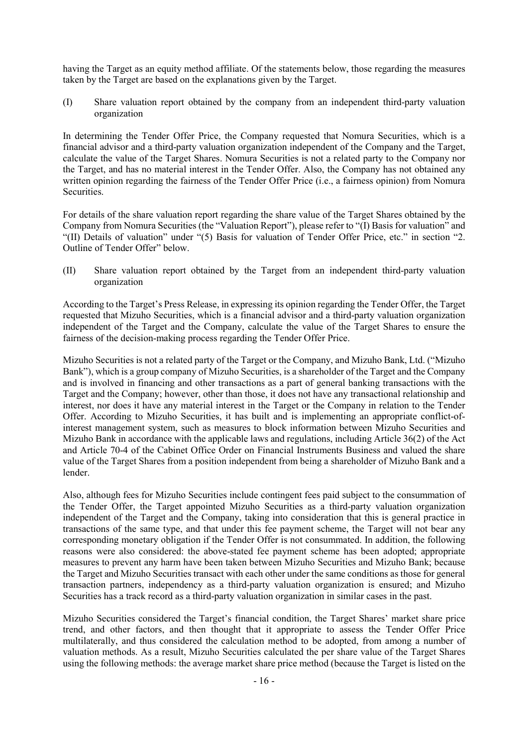having the Target as an equity method affiliate. Of the statements below, those regarding the measures taken by the Target are based on the explanations given by the Target.

(I) Share valuation report obtained by the company from an independent third-party valuation organization

In determining the Tender Offer Price, the Company requested that Nomura Securities, which is a financial advisor and a third-party valuation organization independent of the Company and the Target, calculate the value of the Target Shares. Nomura Securities is not a related party to the Company nor the Target, and has no material interest in the Tender Offer. Also, the Company has not obtained any written opinion regarding the fairness of the Tender Offer Price (i.e., a fairness opinion) from Nomura Securities.

For details of the share valuation report regarding the share value of the Target Shares obtained by the Company from Nomura Securities (the "Valuation Report"), please refer to "(I) Basis for valuation" and "(II) Details of valuation" under "(5) Basis for valuation of Tender Offer Price, etc." in section "2. Outline of Tender Offer" below.

(II) Share valuation report obtained by the Target from an independent third-party valuation organization

According to the Target's Press Release, in expressing its opinion regarding the Tender Offer, the Target requested that Mizuho Securities, which is a financial advisor and a third-party valuation organization independent of the Target and the Company, calculate the value of the Target Shares to ensure the fairness of the decision-making process regarding the Tender Offer Price.

Mizuho Securities is not a related party of the Target or the Company, and Mizuho Bank, Ltd. ("Mizuho Bank"), which is a group company of Mizuho Securities, is a shareholder of the Target and the Company and is involved in financing and other transactions as a part of general banking transactions with the Target and the Company; however, other than those, it does not have any transactional relationship and interest, nor does it have any material interest in the Target or the Company in relation to the Tender Offer. According to Mizuho Securities, it has built and is implementing an appropriate conflict-of-interest management system, such as measures to block information between Mizuho Securities and Mizuho Bank in accordance with the applicable laws and regulations, including Article 36(2) of the Act and Article 70-4 of the Cabinet Office Order on Financial Instruments Business and valued the share value of the Target Shares from a position independent from being a shareholder of Mizuho Bank and a lender.

Also, although fees for Mizuho Securities include contingent fees paid subject to the consummation of the Tender Offer, the Target appointed Mizuho Securities as a third-party valuation organization independent of the Target and the Company, taking into consideration that this is general practice in transactions of the same type, and that under this fee payment scheme, the Target will not bear any corresponding monetary obligation if the Tender Offer is not consummated. In addition, the following reasons were also considered: the above-stated fee payment scheme has been adopted; appropriate measures to prevent any harm have been taken between Mizuho Securities and Mizuho Bank; because the Target and Mizuho Securities transact with each other under the same conditions as those for general transaction partners, independency as a third-party valuation organization is ensured; and Mizuho Securities has a track record as a third-party valuation organization in similar cases in the past.

Mizuho Securities considered the Target's financial condition, the Target Shares' market share price trend, and other factors, and then thought that it appropriate to assess the Tender Offer Price multilaterally, and thus considered the calculation method to be adopted, from among a number of valuation methods. As a result, Mizuho Securities calculated the per share value of the Target Shares using the following methods: the average market share price method (because the Target is listed on the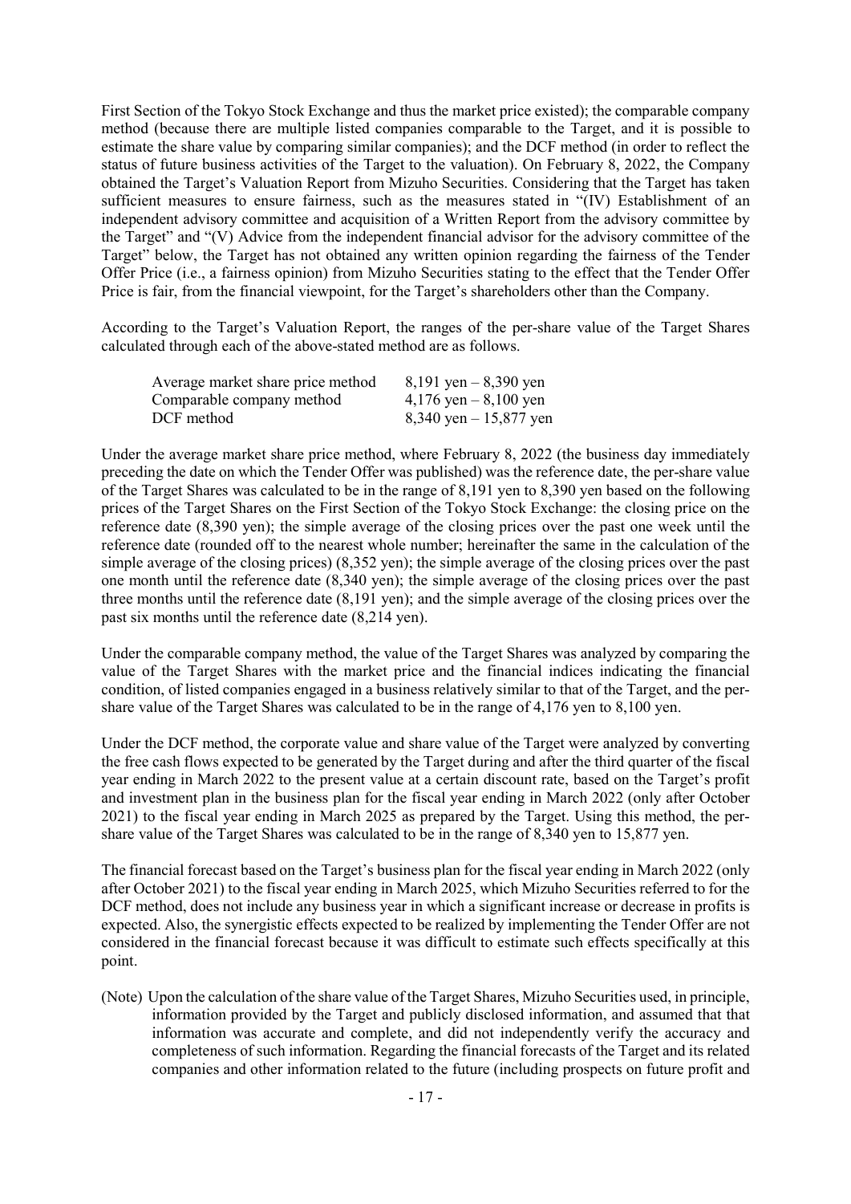First Section of the Tokyo Stock Exchange and thus the market price existed); the comparable company method (because there are multiple listed companies comparable to the Target, and it is possible to estimate the share value by comparing similar companies); and the DCF method (in order to reflect the status of future business activities of the Target to the valuation). On February 8, 2022, the Company obtained the Target's Valuation Report from Mizuho Securities. Considering that the Target has taken sufficient measures to ensure fairness, such as the measures stated in "(IV) Establishment of an independent advisory committee and acquisition of a Written Report from the advisory committee by the Target" and "(V) Advice from the independent financial advisor for the advisory committee of the Target" below, the Target has not obtained any written opinion regarding the fairness of the Tender Offer Price (i.e., a fairness opinion) from Mizuho Securities stating to the effect that the Tender Offer Price is fair, from the financial viewpoint, for the Target's shareholders other than the Company.

According to the Target's Valuation Report, the ranges of the per-share value of the Target Shares calculated through each of the above-stated method are as follows.

| | |
|---|---|
| Average market share price method | 8,191 yen – 8,390 yen |
| Comparable company method | 4,176 yen – 8,100 yen |
| DCF method | 8,340 yen – 15,877 yen |

Under the average market share price method, where February 8, 2022 (the business day immediately preceding the date on which the Tender Offer was published) was the reference date, the per-share value of the Target Shares was calculated to be in the range of 8,191 yen to 8,390 yen based on the following prices of the Target Shares on the First Section of the Tokyo Stock Exchange: the closing price on the reference date (8,390 yen); the simple average of the closing prices over the past one week until the reference date (rounded off to the nearest whole number; hereinafter the same in the calculation of the simple average of the closing prices) (8,352 yen); the simple average of the closing prices over the past one month until the reference date (8,340 yen); the simple average of the closing prices over the past three months until the reference date (8,191 yen); and the simple average of the closing prices over the past six months until the reference date (8,214 yen).

Under the comparable company method, the value of the Target Shares was analyzed by comparing the value of the Target Shares with the market price and the financial indices indicating the financial condition, of listed companies engaged in a business relatively similar to that of the Target, and the per-share value of the Target Shares was calculated to be in the range of 4,176 yen to 8,100 yen.

Under the DCF method, the corporate value and share value of the Target were analyzed by converting the free cash flows expected to be generated by the Target during and after the third quarter of the fiscal year ending in March 2022 to the present value at a certain discount rate, based on the Target's profit and investment plan in the business plan for the fiscal year ending in March 2022 (only after October 2021) to the fiscal year ending in March 2025 as prepared by the Target. Using this method, the per-share value of the Target Shares was calculated to be in the range of 8,340 yen to 15,877 yen.

The financial forecast based on the Target's business plan for the fiscal year ending in March 2022 (only after October 2021) to the fiscal year ending in March 2025, which Mizuho Securities referred to for the DCF method, does not include any business year in which a significant increase or decrease in profits is expected. Also, the synergistic effects expected to be realized by implementing the Tender Offer are not considered in the financial forecast because it was difficult to estimate such effects specifically at this point.

(Note) Upon the calculation of the share value of the Target Shares, Mizuho Securities used, in principle, information provided by the Target and publicly disclosed information, and assumed that that information was accurate and complete, and did not independently verify the accuracy and completeness of such information. Regarding the financial forecasts of the Target and its related companies and other information related to the future (including prospects on future profit and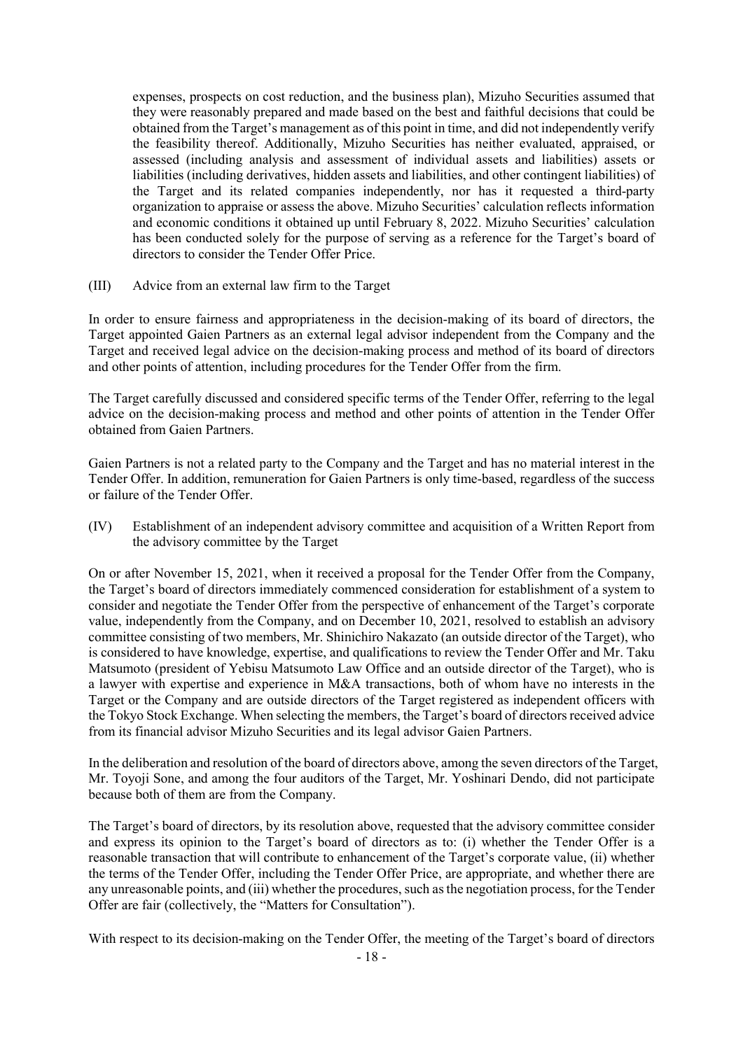expenses, prospects on cost reduction, and the business plan), Mizuho Securities assumed that they were reasonably prepared and made based on the best and faithful decisions that could be obtained from the Target's management as of this point in time, and did not independently verify the feasibility thereof. Additionally, Mizuho Securities has neither evaluated, appraised, or assessed (including analysis and assessment of individual assets and liabilities) assets or liabilities (including derivatives, hidden assets and liabilities, and other contingent liabilities) of the Target and its related companies independently, nor has it requested a third-party organization to appraise or assess the above. Mizuho Securities' calculation reflects information and economic conditions it obtained up until February 8, 2022. Mizuho Securities' calculation has been conducted solely for the purpose of serving as a reference for the Target's board of directors to consider the Tender Offer Price.

(III) Advice from an external law firm to the Target

In order to ensure fairness and appropriateness in the decision-making of its board of directors, the Target appointed Gaien Partners as an external legal advisor independent from the Company and the Target and received legal advice on the decision-making process and method of its board of directors and other points of attention, including procedures for the Tender Offer from the firm.

The Target carefully discussed and considered specific terms of the Tender Offer, referring to the legal advice on the decision-making process and method and other points of attention in the Tender Offer obtained from Gaien Partners.

Gaien Partners is not a related party to the Company and the Target and has no material interest in the Tender Offer. In addition, remuneration for Gaien Partners is only time-based, regardless of the success or failure of the Tender Offer.

(IV) Establishment of an independent advisory committee and acquisition of a Written Report from the advisory committee by the Target

On or after November 15, 2021, when it received a proposal for the Tender Offer from the Company, the Target's board of directors immediately commenced consideration for establishment of a system to consider and negotiate the Tender Offer from the perspective of enhancement of the Target's corporate value, independently from the Company, and on December 10, 2021, resolved to establish an advisory committee consisting of two members, Mr. Shinichiro Nakazato (an outside director of the Target), who is considered to have knowledge, expertise, and qualifications to review the Tender Offer and Mr. Taku Matsumoto (president of Yebisu Matsumoto Law Office and an outside director of the Target), who is a lawyer with expertise and experience in M&A transactions, both of whom have no interests in the Target or the Company and are outside directors of the Target registered as independent officers with the Tokyo Stock Exchange. When selecting the members, the Target's board of directors received advice from its financial advisor Mizuho Securities and its legal advisor Gaien Partners.

In the deliberation and resolution of the board of directors above, among the seven directors of the Target, Mr. Toyoji Sone, and among the four auditors of the Target, Mr. Yoshinari Dendo, did not participate because both of them are from the Company.

The Target's board of directors, by its resolution above, requested that the advisory committee consider and express its opinion to the Target's board of directors as to: (i) whether the Tender Offer is a reasonable transaction that will contribute to enhancement of the Target's corporate value, (ii) whether the terms of the Tender Offer, including the Tender Offer Price, are appropriate, and whether there are any unreasonable points, and (iii) whether the procedures, such as the negotiation process, for the Tender Offer are fair (collectively, the "Matters for Consultation").

With respect to its decision-making on the Tender Offer, the meeting of the Target's board of directors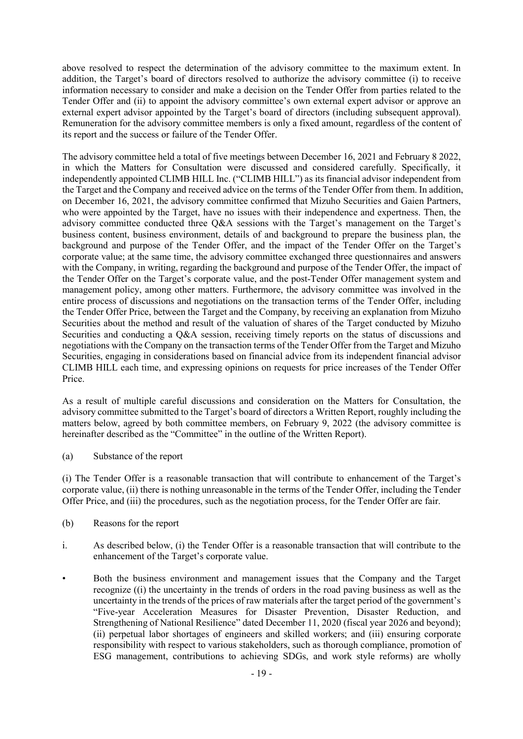above resolved to respect the determination of the advisory committee to the maximum extent. In addition, the Target's board of directors resolved to authorize the advisory committee (i) to receive information necessary to consider and make a decision on the Tender Offer from parties related to the Tender Offer and (ii) to appoint the advisory committee's own external expert advisor or approve an external expert advisor appointed by the Target's board of directors (including subsequent approval). Remuneration for the advisory committee members is only a fixed amount, regardless of the content of its report and the success or failure of the Tender Offer.

The advisory committee held a total of five meetings between December 16, 2021 and February 8 2022, in which the Matters for Consultation were discussed and considered carefully. Specifically, it independently appointed CLIMB HILL Inc. ("CLIMB HILL") as its financial advisor independent from the Target and the Company and received advice on the terms of the Tender Offer from them. In addition, on December 16, 2021, the advisory committee confirmed that Mizuho Securities and Gaien Partners, who were appointed by the Target, have no issues with their independence and expertness. Then, the advisory committee conducted three Q&A sessions with the Target's management on the Target's business content, business environment, details of and background to prepare the business plan, the background and purpose of the Tender Offer, and the impact of the Tender Offer on the Target's corporate value; at the same time, the advisory committee exchanged three questionnaires and answers with the Company, in writing, regarding the background and purpose of the Tender Offer, the impact of the Tender Offer on the Target's corporate value, and the post-Tender Offer management system and management policy, among other matters. Furthermore, the advisory committee was involved in the entire process of discussions and negotiations on the transaction terms of the Tender Offer, including the Tender Offer Price, between the Target and the Company, by receiving an explanation from Mizuho Securities about the method and result of the valuation of shares of the Target conducted by Mizuho Securities and conducting a Q&A session, receiving timely reports on the status of discussions and negotiations with the Company on the transaction terms of the Tender Offer from the Target and Mizuho Securities, engaging in considerations based on financial advice from its independent financial advisor CLIMB HILL each time, and expressing opinions on requests for price increases of the Tender Offer Price.

As a result of multiple careful discussions and consideration on the Matters for Consultation, the advisory committee submitted to the Target's board of directors a Written Report, roughly including the matters below, agreed by both committee members, on February 9, 2022 (the advisory committee is hereinafter described as the "Committee" in the outline of the Written Report).

(a) Substance of the report

(i) The Tender Offer is a reasonable transaction that will contribute to enhancement of the Target's corporate value, (ii) there is nothing unreasonable in the terms of the Tender Offer, including the Tender Offer Price, and (iii) the procedures, such as the negotiation process, for the Tender Offer are fair.

(b) Reasons for the report

i. As described below, (i) the Tender Offer is a reasonable transaction that will contribute to the enhancement of the Target's corporate value.

- Both the business environment and management issues that the Company and the Target recognize ((i) the uncertainty in the trends of orders in the road paving business as well as the uncertainty in the trends of the prices of raw materials after the target period of the government's "Five-year Acceleration Measures for Disaster Prevention, Disaster Reduction, and Strengthening of National Resilience" dated December 11, 2020 (fiscal year 2026 and beyond); (ii) perpetual labor shortages of engineers and skilled workers; and (iii) ensuring corporate responsibility with respect to various stakeholders, such as thorough compliance, promotion of ESG management, contributions to achieving SDGs, and work style reforms) are wholly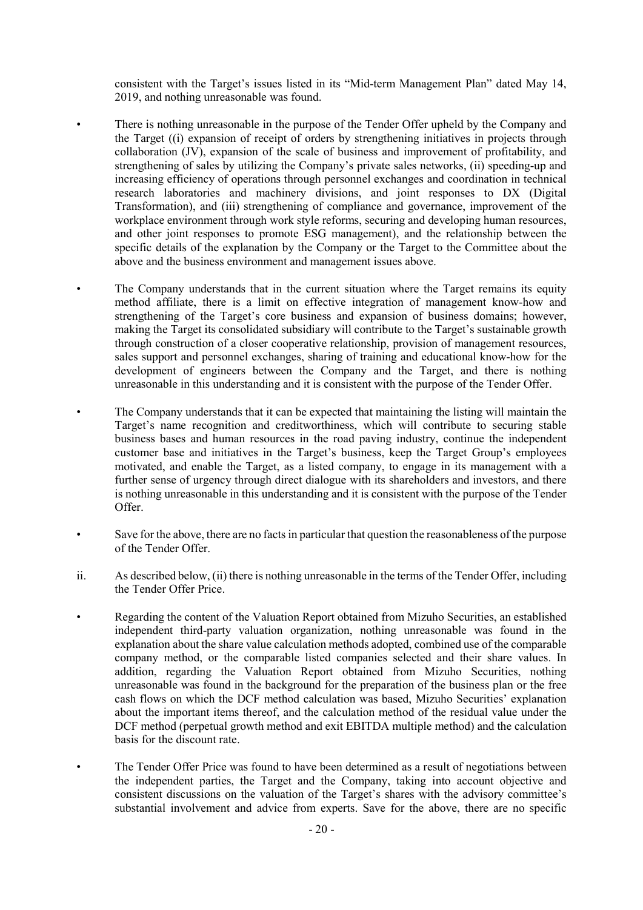consistent with the Target's issues listed in its "Mid-term Management Plan" dated May 14, 2019, and nothing unreasonable was found.

- There is nothing unreasonable in the purpose of the Tender Offer upheld by the Company and the Target ((i) expansion of receipt of orders by strengthening initiatives in projects through collaboration (JV), expansion of the scale of business and improvement of profitability, and strengthening of sales by utilizing the Company's private sales networks, (ii) speeding-up and increasing efficiency of operations through personnel exchanges and coordination in technical research laboratories and machinery divisions, and joint responses to DX (Digital Transformation), and (iii) strengthening of compliance and governance, improvement of the workplace environment through work style reforms, securing and developing human resources, and other joint responses to promote ESG management), and the relationship between the specific details of the explanation by the Company or the Target to the Committee about the above and the business environment and management issues above.
- The Company understands that in the current situation where the Target remains its equity method affiliate, there is a limit on effective integration of management know-how and strengthening of the Target's core business and expansion of business domains; however, making the Target its consolidated subsidiary will contribute to the Target's sustainable growth through construction of a closer cooperative relationship, provision of management resources, sales support and personnel exchanges, sharing of training and educational know-how for the development of engineers between the Company and the Target, and there is nothing unreasonable in this understanding and it is consistent with the purpose of the Tender Offer.
- The Company understands that it can be expected that maintaining the listing will maintain the Target's name recognition and creditworthiness, which will contribute to securing stable business bases and human resources in the road paving industry, continue the independent customer base and initiatives in the Target's business, keep the Target Group's employees motivated, and enable the Target, as a listed company, to engage in its management with a further sense of urgency through direct dialogue with its shareholders and investors, and there is nothing unreasonable in this understanding and it is consistent with the purpose of the Tender Offer.
- Save for the above, there are no facts in particular that question the reasonableness of the purpose of the Tender Offer.

ii. As described below, (ii) there is nothing unreasonable in the terms of the Tender Offer, including the Tender Offer Price.

- Regarding the content of the Valuation Report obtained from Mizuho Securities, an established independent third-party valuation organization, nothing unreasonable was found in the explanation about the share value calculation methods adopted, combined use of the comparable company method, or the comparable listed companies selected and their share values. In addition, regarding the Valuation Report obtained from Mizuho Securities, nothing unreasonable was found in the background for the preparation of the business plan or the free cash flows on which the DCF method calculation was based, Mizuho Securities' explanation about the important items thereof, and the calculation method of the residual value under the DCF method (perpetual growth method and exit EBITDA multiple method) and the calculation basis for the discount rate.
- The Tender Offer Price was found to have been determined as a result of negotiations between the independent parties, the Target and the Company, taking into account objective and consistent discussions on the valuation of the Target's shares with the advisory committee's substantial involvement and advice from experts. Save for the above, there are no specific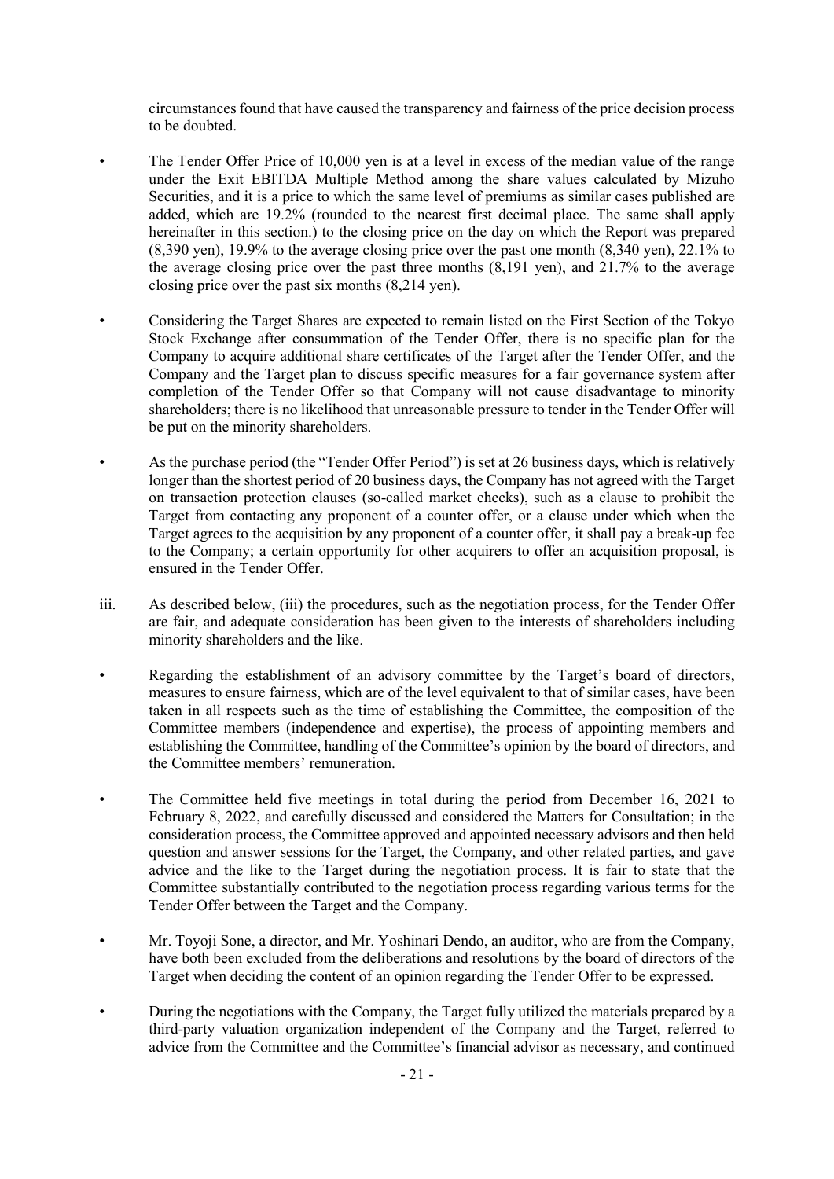circumstances found that have caused the transparency and fairness of the price decision process to be doubted.

- The Tender Offer Price of 10,000 yen is at a level in excess of the median value of the range under the Exit EBITDA Multiple Method among the share values calculated by Mizuho Securities, and it is a price to which the same level of premiums as similar cases published are added, which are 19.2% (rounded to the nearest first decimal place. The same shall apply hereinafter in this section.) to the closing price on the day on which the Report was prepared (8,390 yen), 19.9% to the average closing price over the past one month (8,340 yen), 22.1% to the average closing price over the past three months (8,191 yen), and 21.7% to the average closing price over the past six months (8,214 yen).
- Considering the Target Shares are expected to remain listed on the First Section of the Tokyo Stock Exchange after consummation of the Tender Offer, there is no specific plan for the Company to acquire additional share certificates of the Target after the Tender Offer, and the Company and the Target plan to discuss specific measures for a fair governance system after completion of the Tender Offer so that Company will not cause disadvantage to minority shareholders; there is no likelihood that unreasonable pressure to tender in the Tender Offer will be put on the minority shareholders.
- As the purchase period (the "Tender Offer Period") is set at 26 business days, which is relatively longer than the shortest period of 20 business days, the Company has not agreed with the Target on transaction protection clauses (so-called market checks), such as a clause to prohibit the Target from contacting any proponent of a counter offer, or a clause under which when the Target agrees to the acquisition by any proponent of a counter offer, it shall pay a break-up fee to the Company; a certain opportunity for other acquirers to offer an acquisition proposal, is ensured in the Tender Offer.

iii. As described below, (iii) the procedures, such as the negotiation process, for the Tender Offer are fair, and adequate consideration has been given to the interests of shareholders including minority shareholders and the like.

- Regarding the establishment of an advisory committee by the Target's board of directors, measures to ensure fairness, which are of the level equivalent to that of similar cases, have been taken in all respects such as the time of establishing the Committee, the composition of the Committee members (independence and expertise), the process of appointing members and establishing the Committee, handling of the Committee's opinion by the board of directors, and the Committee members' remuneration.
- The Committee held five meetings in total during the period from December 16, 2021 to February 8, 2022, and carefully discussed and considered the Matters for Consultation; in the consideration process, the Committee approved and appointed necessary advisors and then held question and answer sessions for the Target, the Company, and other related parties, and gave advice and the like to the Target during the negotiation process. It is fair to state that the Committee substantially contributed to the negotiation process regarding various terms for the Tender Offer between the Target and the Company.
- Mr. Toyoji Sone, a director, and Mr. Yoshinari Dendo, an auditor, who are from the Company, have both been excluded from the deliberations and resolutions by the board of directors of the Target when deciding the content of an opinion regarding the Tender Offer to be expressed.
- During the negotiations with the Company, the Target fully utilized the materials prepared by a third-party valuation organization independent of the Company and the Target, referred to advice from the Committee and the Committee's financial advisor as necessary, and continued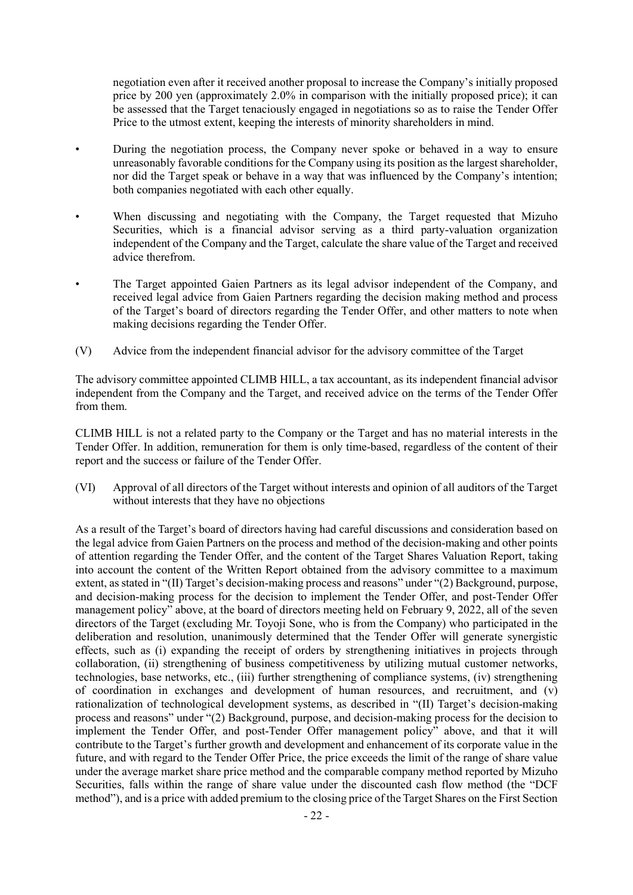negotiation even after it received another proposal to increase the Company's initially proposed price by 200 yen (approximately 2.0% in comparison with the initially proposed price); it can be assessed that the Target tenaciously engaged in negotiations so as to raise the Tender Offer Price to the utmost extent, keeping the interests of minority shareholders in mind.

- During the negotiation process, the Company never spoke or behaved in a way to ensure unreasonably favorable conditions for the Company using its position as the largest shareholder, nor did the Target speak or behave in a way that was influenced by the Company's intention; both companies negotiated with each other equally.
- When discussing and negotiating with the Company, the Target requested that Mizuho Securities, which is a financial advisor serving as a third party-valuation organization independent of the Company and the Target, calculate the share value of the Target and received advice therefrom.
- The Target appointed Gaien Partners as its legal advisor independent of the Company, and received legal advice from Gaien Partners regarding the decision making method and process of the Target's board of directors regarding the Tender Offer, and other matters to note when making decisions regarding the Tender Offer.

(V) Advice from the independent financial advisor for the advisory committee of the Target

The advisory committee appointed CLIMB HILL, a tax accountant, as its independent financial advisor independent from the Company and the Target, and received advice on the terms of the Tender Offer from them.

CLIMB HILL is not a related party to the Company or the Target and has no material interests in the Tender Offer. In addition, remuneration for them is only time-based, regardless of the content of their report and the success or failure of the Tender Offer.

(VI) Approval of all directors of the Target without interests and opinion of all auditors of the Target without interests that they have no objections

As a result of the Target's board of directors having had careful discussions and consideration based on the legal advice from Gaien Partners on the process and method of the decision-making and other points of attention regarding the Tender Offer, and the content of the Target Shares Valuation Report, taking into account the content of the Written Report obtained from the advisory committee to a maximum extent, as stated in "(II) Target's decision-making process and reasons" under "(2) Background, purpose, and decision-making process for the decision to implement the Tender Offer, and post-Tender Offer management policy" above, at the board of directors meeting held on February 9, 2022, all of the seven directors of the Target (excluding Mr. Toyoji Sone, who is from the Company) who participated in the deliberation and resolution, unanimously determined that the Tender Offer will generate synergistic effects, such as (i) expanding the receipt of orders by strengthening initiatives in projects through collaboration, (ii) strengthening of business competitiveness by utilizing mutual customer networks, technologies, base networks, etc., (iii) further strengthening of compliance systems, (iv) strengthening of coordination in exchanges and development of human resources, and recruitment, and (v) rationalization of technological development systems, as described in "(II) Target's decision-making process and reasons" under "(2) Background, purpose, and decision-making process for the decision to implement the Tender Offer, and post-Tender Offer management policy" above, and that it will contribute to the Target's further growth and development and enhancement of its corporate value in the future, and with regard to the Tender Offer Price, the price exceeds the limit of the range of share value under the average market share price method and the comparable company method reported by Mizuho Securities, falls within the range of share value under the discounted cash flow method (the "DCF method"), and is a price with added premium to the closing price of the Target Shares on the First Section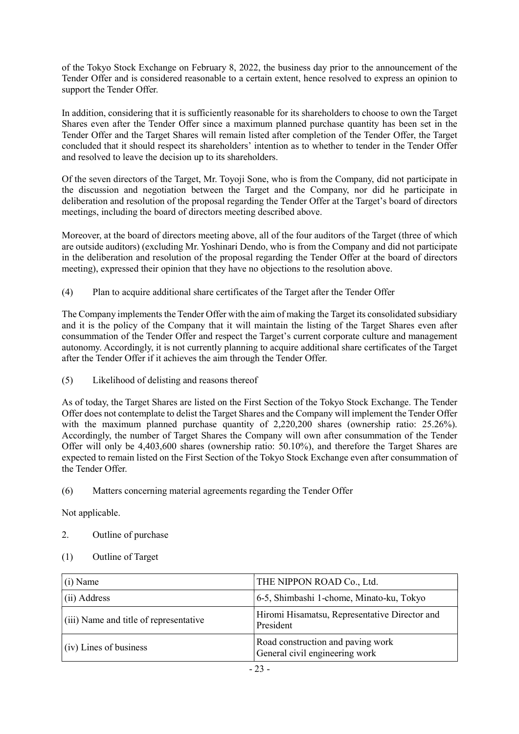of the Tokyo Stock Exchange on February 8, 2022, the business day prior to the announcement of the Tender Offer and is considered reasonable to a certain extent, hence resolved to express an opinion to support the Tender Offer.

In addition, considering that it is sufficiently reasonable for its shareholders to choose to own the Target Shares even after the Tender Offer since a maximum planned purchase quantity has been set in the Tender Offer and the Target Shares will remain listed after completion of the Tender Offer, the Target concluded that it should respect its shareholders' intention as to whether to tender in the Tender Offer and resolved to leave the decision up to its shareholders.

Of the seven directors of the Target, Mr. Toyoji Sone, who is from the Company, did not participate in the discussion and negotiation between the Target and the Company, nor did he participate in deliberation and resolution of the proposal regarding the Tender Offer at the Target's board of directors meetings, including the board of directors meeting described above.

Moreover, at the board of directors meeting above, all of the four auditors of the Target (three of which are outside auditors) (excluding Mr. Yoshinari Dendo, who is from the Company and did not participate in the deliberation and resolution of the proposal regarding the Tender Offer at the board of directors meeting), expressed their opinion that they have no objections to the resolution above.

(4) Plan to acquire additional share certificates of the Target after the Tender Offer

The Company implements the Tender Offer with the aim of making the Target its consolidated subsidiary and it is the policy of the Company that it will maintain the listing of the Target Shares even after consummation of the Tender Offer and respect the Target's current corporate culture and management autonomy. Accordingly, it is not currently planning to acquire additional share certificates of the Target after the Tender Offer if it achieves the aim through the Tender Offer.

(5) Likelihood of delisting and reasons thereof

As of today, the Target Shares are listed on the First Section of the Tokyo Stock Exchange. The Tender Offer does not contemplate to delist the Target Shares and the Company will implement the Tender Offer with the maximum planned purchase quantity of 2,220,200 shares (ownership ratio: 25.26%). Accordingly, the number of Target Shares the Company will own after consummation of the Tender Offer will only be 4,403,600 shares (ownership ratio: 50.10%), and therefore the Target Shares are expected to remain listed on the First Section of the Tokyo Stock Exchange even after consummation of the Tender Offer.

(6) Matters concerning material agreements regarding the Tender Offer

Not applicable.

2. Outline of purchase

(1) Outline of Target

| | |
|---|---|
| (i) Name | THE NIPPON ROAD Co., Ltd. |
| (ii) Address | 6-5, Shimbashi 1-chome, Minato-ku, Tokyo |
| (iii) Name and title of representative | Hiromi Hisamatsu, Representative Director and President |
| (iv) Lines of business | Road construction and paving work<br>General civil engineering work |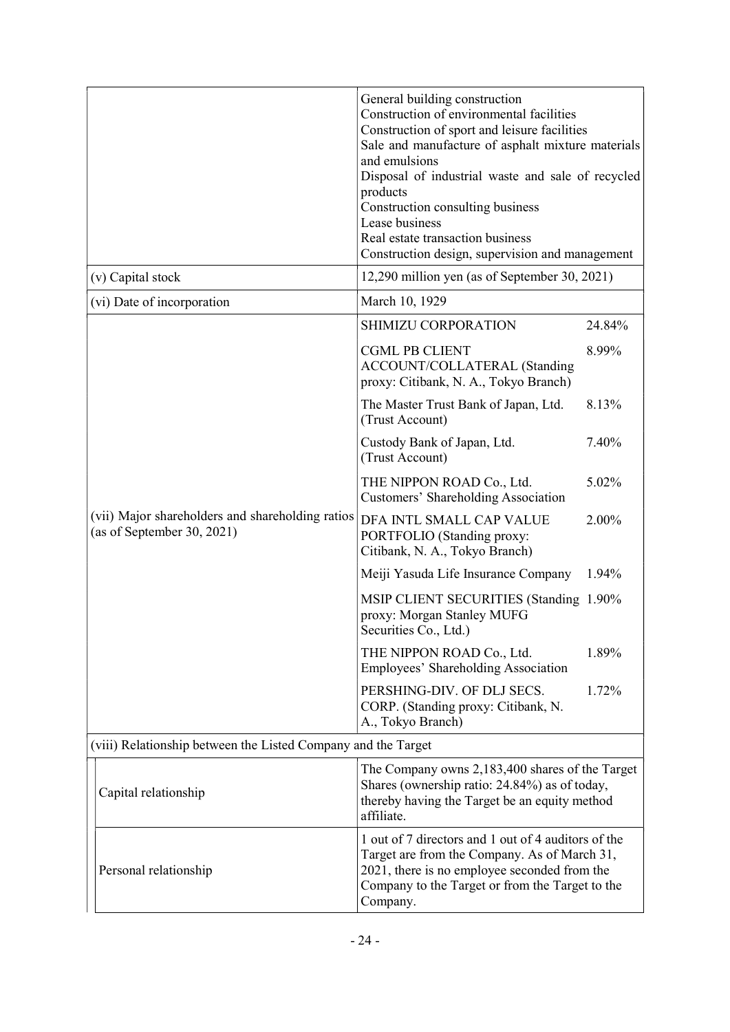| | | |
|---|---|---|
| | General building construction<br>Construction of environmental facilities<br>Construction of sport and leisure facilities<br>Sale and manufacture of asphalt mixture materials and emulsions<br>Disposal of industrial waste and sale of recycled products<br>Construction consulting business<br>Lease business<br>Real estate transaction business<br>Construction design, supervision and management | |
| (v) Capital stock | 12,290 million yen (as of September 30, 2021) | |
| (vi) Date of incorporation | March 10, 1929 | |
| (vii) Major shareholders and shareholding ratios (as of September 30, 2021) | SHIMIZU CORPORATION | 24.84% |
| | CGML PB CLIENT ACCOUNT/COLLATERAL (Standing proxy: Citibank, N. A., Tokyo Branch) | 8.99% |
| | The Master Trust Bank of Japan, Ltd. (Trust Account) | 8.13% |
| | Custody Bank of Japan, Ltd. (Trust Account) | 7.40% |
| | THE NIPPON ROAD Co., Ltd. Customers' Shareholding Association | 5.02% |
| | DFA INTL SMALL CAP VALUE PORTFOLIO (Standing proxy: Citibank, N. A., Tokyo Branch) | 2.00% |
| | Meiji Yasuda Life Insurance Company | 1.94% |
| | MSIP CLIENT SECURITIES (Standing proxy: Morgan Stanley MUFG Securities Co., Ltd.) | 1.90% |
| | THE NIPPON ROAD Co., Ltd. Employees' Shareholding Association | 1.89% |
| | PERSHING-DIV. OF DLJ SECS. CORP. (Standing proxy: Citibank, N. A., Tokyo Branch) | 1.72% |
| (viii) Relationship between the Listed Company and the Target | | |
| Capital relationship | The Company owns 2,183,400 shares of the Target Shares (ownership ratio: 24.84%) as of today, thereby having the Target be an equity method affiliate. | |
| Personal relationship | 1 out of 7 directors and 1 out of 4 auditors of the Target are from the Company. As of March 31, 2021, there is no employee seconded from the Company to the Target or from the Target to the Company. | |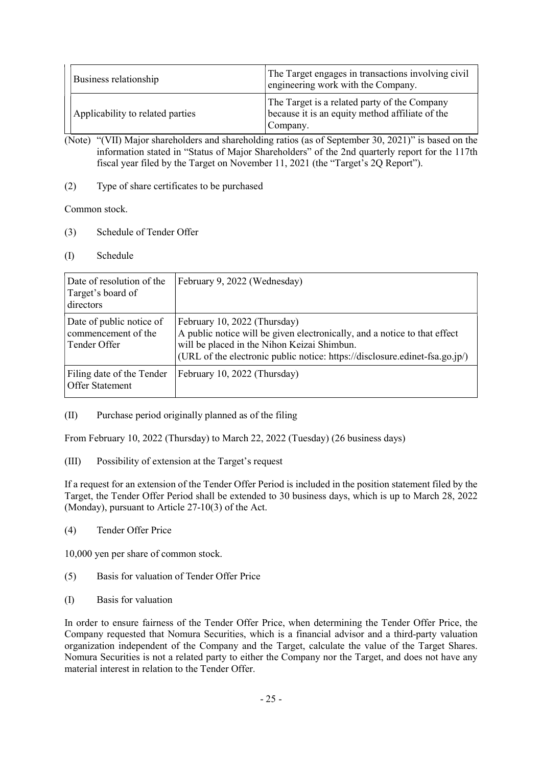| | |
|---|---|
| Business relationship | The Target engages in transactions involving civil engineering work with the Company. |
| Applicability to related parties | The Target is a related party of the Company because it is an equity method affiliate of the Company. |

(Note) "(VII) Major shareholders and shareholding ratios (as of September 30, 2021)" is based on the information stated in "Status of Major Shareholders" of the 2nd quarterly report for the 117th fiscal year filed by the Target on November 11, 2021 (the "Target's 2Q Report").

(2) Type of share certificates to be purchased

Common stock.

(3) Schedule of Tender Offer

(I) Schedule

| | |
|---|---|
| Date of resolution of the Target's board of directors | February 9, 2022 (Wednesday) |
| Date of public notice of commencement of the Tender Offer | February 10, 2022 (Thursday)<br>A public notice will be given electronically, and a notice to that effect will be placed in the Nihon Keizai Shimbun.<br>(URL of the electronic public notice: https://disclosure.edinet-fsa.go.jp/) |
| Filing date of the Tender Offer Statement | February 10, 2022 (Thursday) |

(II) Purchase period originally planned as of the filing

From February 10, 2022 (Thursday) to March 22, 2022 (Tuesday) (26 business days)

(III) Possibility of extension at the Target's request

If a request for an extension of the Tender Offer Period is included in the position statement filed by the Target, the Tender Offer Period shall be extended to 30 business days, which is up to March 28, 2022 (Monday), pursuant to Article 27-10(3) of the Act.

(4) Tender Offer Price

10,000 yen per share of common stock.

(5) Basis for valuation of Tender Offer Price

(I) Basis for valuation

In order to ensure fairness of the Tender Offer Price, when determining the Tender Offer Price, the Company requested that Nomura Securities, which is a financial advisor and a third-party valuation organization independent of the Company and the Target, calculate the value of the Target Shares. Nomura Securities is not a related party to either the Company nor the Target, and does not have any material interest in relation to the Tender Offer.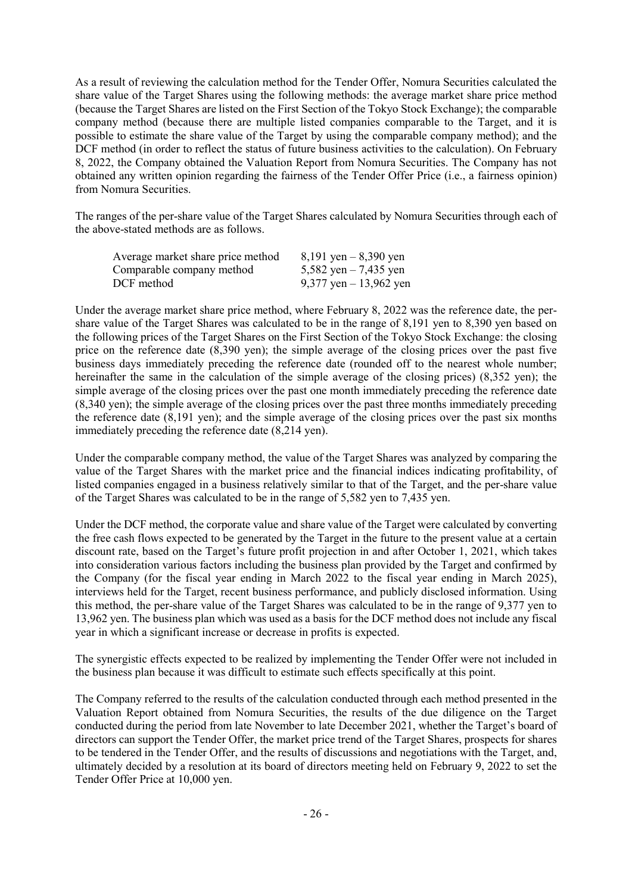As a result of reviewing the calculation method for the Tender Offer, Nomura Securities calculated the share value of the Target Shares using the following methods: the average market share price method (because the Target Shares are listed on the First Section of the Tokyo Stock Exchange); the comparable company method (because there are multiple listed companies comparable to the Target, and it is possible to estimate the share value of the Target by using the comparable company method); and the DCF method (in order to reflect the status of future business activities to the calculation). On February 8, 2022, the Company obtained the Valuation Report from Nomura Securities. The Company has not obtained any written opinion regarding the fairness of the Tender Offer Price (i.e., a fairness opinion) from Nomura Securities.

The ranges of the per-share value of the Target Shares calculated by Nomura Securities through each of the above-stated methods are as follows.

| | |
|---|---|
| Average market share price method | 8,191 yen – 8,390 yen |
| Comparable company method | 5,582 yen – 7,435 yen |
| DCF method | 9,377 yen – 13,962 yen |

Under the average market share price method, where February 8, 2022 was the reference date, the per-share value of the Target Shares was calculated to be in the range of 8,191 yen to 8,390 yen based on the following prices of the Target Shares on the First Section of the Tokyo Stock Exchange: the closing price on the reference date (8,390 yen); the simple average of the closing prices over the past five business days immediately preceding the reference date (rounded off to the nearest whole number; hereinafter the same in the calculation of the simple average of the closing prices) (8,352 yen); the simple average of the closing prices over the past one month immediately preceding the reference date (8,340 yen); the simple average of the closing prices over the past three months immediately preceding the reference date (8,191 yen); and the simple average of the closing prices over the past six months immediately preceding the reference date (8,214 yen).

Under the comparable company method, the value of the Target Shares was analyzed by comparing the value of the Target Shares with the market price and the financial indices indicating profitability, of listed companies engaged in a business relatively similar to that of the Target, and the per-share value of the Target Shares was calculated to be in the range of 5,582 yen to 7,435 yen.

Under the DCF method, the corporate value and share value of the Target were calculated by converting the free cash flows expected to be generated by the Target in the future to the present value at a certain discount rate, based on the Target's future profit projection in and after October 1, 2021, which takes into consideration various factors including the business plan provided by the Target and confirmed by the Company (for the fiscal year ending in March 2022 to the fiscal year ending in March 2025), interviews held for the Target, recent business performance, and publicly disclosed information. Using this method, the per-share value of the Target Shares was calculated to be in the range of 9,377 yen to 13,962 yen. The business plan which was used as a basis for the DCF method does not include any fiscal year in which a significant increase or decrease in profits is expected.

The synergistic effects expected to be realized by implementing the Tender Offer were not included in the business plan because it was difficult to estimate such effects specifically at this point.

The Company referred to the results of the calculation conducted through each method presented in the Valuation Report obtained from Nomura Securities, the results of the due diligence on the Target conducted during the period from late November to late December 2021, whether the Target's board of directors can support the Tender Offer, the market price trend of the Target Shares, prospects for shares to be tendered in the Tender Offer, and the results of discussions and negotiations with the Target, and, ultimately decided by a resolution at its board of directors meeting held on February 9, 2022 to set the Tender Offer Price at 10,000 yen.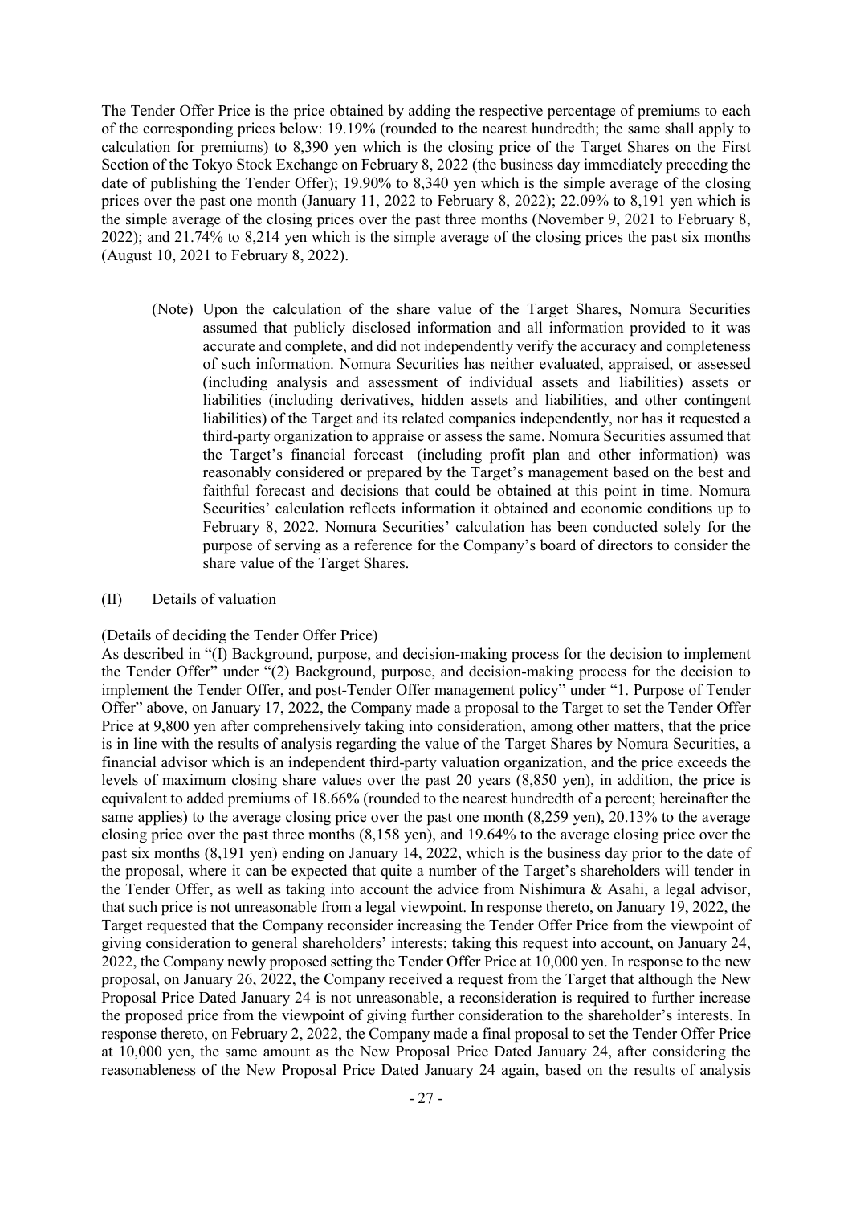The Tender Offer Price is the price obtained by adding the respective percentage of premiums to each of the corresponding prices below: 19.19% (rounded to the nearest hundredth; the same shall apply to calculation for premiums) to 8,390 yen which is the closing price of the Target Shares on the First Section of the Tokyo Stock Exchange on February 8, 2022 (the business day immediately preceding the date of publishing the Tender Offer); 19.90% to 8,340 yen which is the simple average of the closing prices over the past one month (January 11, 2022 to February 8, 2022); 22.09% to 8,191 yen which is the simple average of the closing prices over the past three months (November 9, 2021 to February 8, 2022); and 21.74% to 8,214 yen which is the simple average of the closing prices the past six months (August 10, 2021 to February 8, 2022).

(Note) Upon the calculation of the share value of the Target Shares, Nomura Securities assumed that publicly disclosed information and all information provided to it was accurate and complete, and did not independently verify the accuracy and completeness of such information. Nomura Securities has neither evaluated, appraised, or assessed (including analysis and assessment of individual assets and liabilities) assets or liabilities (including derivatives, hidden assets and liabilities, and other contingent liabilities) of the Target and its related companies independently, nor has it requested a third-party organization to appraise or assess the same. Nomura Securities assumed that the Target's financial forecast (including profit plan and other information) was reasonably considered or prepared by the Target's management based on the best and faithful forecast and decisions that could be obtained at this point in time. Nomura Securities' calculation reflects information it obtained and economic conditions up to February 8, 2022. Nomura Securities' calculation has been conducted solely for the purpose of serving as a reference for the Company's board of directors to consider the share value of the Target Shares.

(II) Details of valuation

(Details of deciding the Tender Offer Price)

As described in "(I) Background, purpose, and decision-making process for the decision to implement the Tender Offer" under "(2) Background, purpose, and decision-making process for the decision to implement the Tender Offer, and post-Tender Offer management policy" under "1. Purpose of Tender Offer" above, on January 17, 2022, the Company made a proposal to the Target to set the Tender Offer Price at 9,800 yen after comprehensively taking into consideration, among other matters, that the price is in line with the results of analysis regarding the value of the Target Shares by Nomura Securities, a financial advisor which is an independent third-party valuation organization, and the price exceeds the levels of maximum closing share values over the past 20 years (8,850 yen), in addition, the price is equivalent to added premiums of 18.66% (rounded to the nearest hundredth of a percent; hereinafter the same applies) to the average closing price over the past one month (8,259 yen), 20.13% to the average closing price over the past three months (8,158 yen), and 19.64% to the average closing price over the past six months (8,191 yen) ending on January 14, 2022, which is the business day prior to the date of the proposal, where it can be expected that quite a number of the Target's shareholders will tender in the Tender Offer, as well as taking into account the advice from Nishimura & Asahi, a legal advisor, that such price is not unreasonable from a legal viewpoint. In response thereto, on January 19, 2022, the Target requested that the Company reconsider increasing the Tender Offer Price from the viewpoint of giving consideration to general shareholders' interests; taking this request into account, on January 24, 2022, the Company newly proposed setting the Tender Offer Price at 10,000 yen. In response to the new proposal, on January 26, 2022, the Company received a request from the Target that although the New Proposal Price Dated January 24 is not unreasonable, a reconsideration is required to further increase the proposed price from the viewpoint of giving further consideration to the shareholder's interests. In response thereto, on February 2, 2022, the Company made a final proposal to set the Tender Offer Price at 10,000 yen, the same amount as the New Proposal Price Dated January 24, after considering the reasonableness of the New Proposal Price Dated January 24 again, based on the results of analysis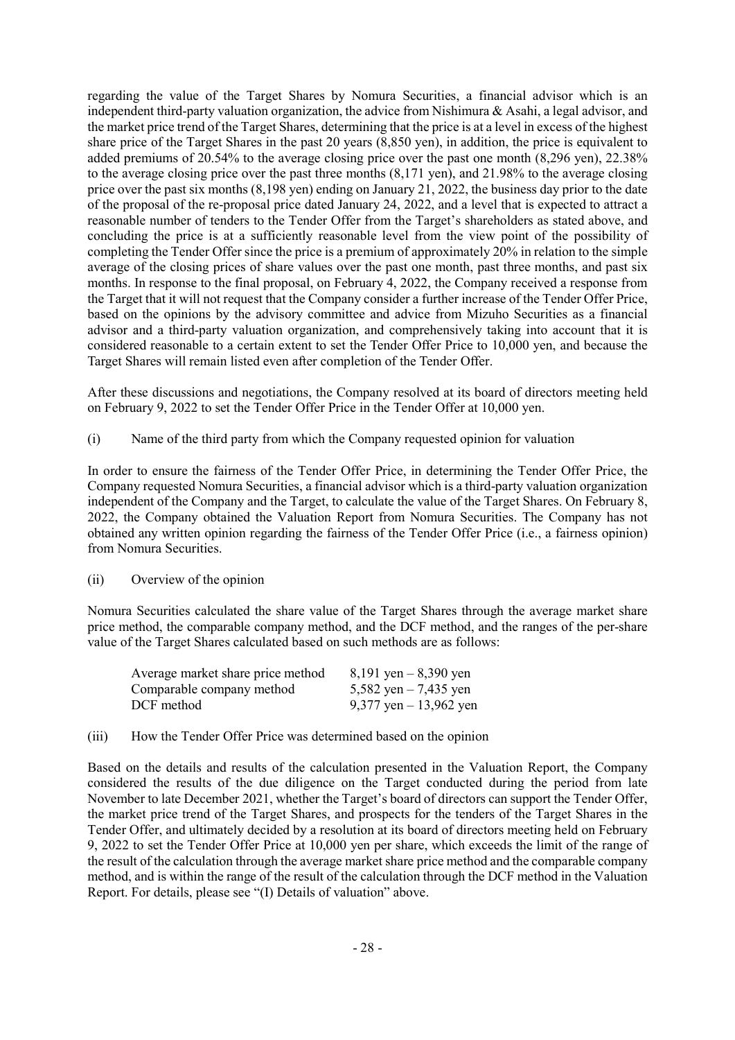regarding the value of the Target Shares by Nomura Securities, a financial advisor which is an independent third-party valuation organization, the advice from Nishimura & Asahi, a legal advisor, and the market price trend of the Target Shares, determining that the price is at a level in excess of the highest share price of the Target Shares in the past 20 years (8,850 yen), in addition, the price is equivalent to added premiums of 20.54% to the average closing price over the past one month (8,296 yen), 22.38% to the average closing price over the past three months (8,171 yen), and 21.98% to the average closing price over the past six months (8,198 yen) ending on January 21, 2022, the business day prior to the date of the proposal of the re-proposal price dated January 24, 2022, and a level that is expected to attract a reasonable number of tenders to the Tender Offer from the Target's shareholders as stated above, and concluding the price is at a sufficiently reasonable level from the view point of the possibility of completing the Tender Offer since the price is a premium of approximately 20% in relation to the simple average of the closing prices of share values over the past one month, past three months, and past six months. In response to the final proposal, on February 4, 2022, the Company received a response from the Target that it will not request that the Company consider a further increase of the Tender Offer Price, based on the opinions by the advisory committee and advice from Mizuho Securities as a financial advisor and a third-party valuation organization, and comprehensively taking into account that it is considered reasonable to a certain extent to set the Tender Offer Price to 10,000 yen, and because the Target Shares will remain listed even after completion of the Tender Offer.

After these discussions and negotiations, the Company resolved at its board of directors meeting held on February 9, 2022 to set the Tender Offer Price in the Tender Offer at 10,000 yen.

(i) Name of the third party from which the Company requested opinion for valuation

In order to ensure the fairness of the Tender Offer Price, in determining the Tender Offer Price, the Company requested Nomura Securities, a financial advisor which is a third-party valuation organization independent of the Company and the Target, to calculate the value of the Target Shares. On February 8, 2022, the Company obtained the Valuation Report from Nomura Securities. The Company has not obtained any written opinion regarding the fairness of the Tender Offer Price (i.e., a fairness opinion) from Nomura Securities.

(ii) Overview of the opinion

Nomura Securities calculated the share value of the Target Shares through the average market share price method, the comparable company method, and the DCF method, and the ranges of the per-share value of the Target Shares calculated based on such methods are as follows:

| | |
|---|---|
| Average market share price method | 8,191 yen – 8,390 yen |
| Comparable company method | 5,582 yen – 7,435 yen |
| DCF method | 9,377 yen – 13,962 yen |

(iii) How the Tender Offer Price was determined based on the opinion

Based on the details and results of the calculation presented in the Valuation Report, the Company considered the results of the due diligence on the Target conducted during the period from late November to late December 2021, whether the Target's board of directors can support the Tender Offer, the market price trend of the Target Shares, and prospects for the tenders of the Target Shares in the Tender Offer, and ultimately decided by a resolution at its board of directors meeting held on February 9, 2022 to set the Tender Offer Price at 10,000 yen per share, which exceeds the limit of the range of the result of the calculation through the average market share price method and the comparable company method, and is within the range of the result of the calculation through the DCF method in the Valuation Report. For details, please see "(I) Details of valuation" above.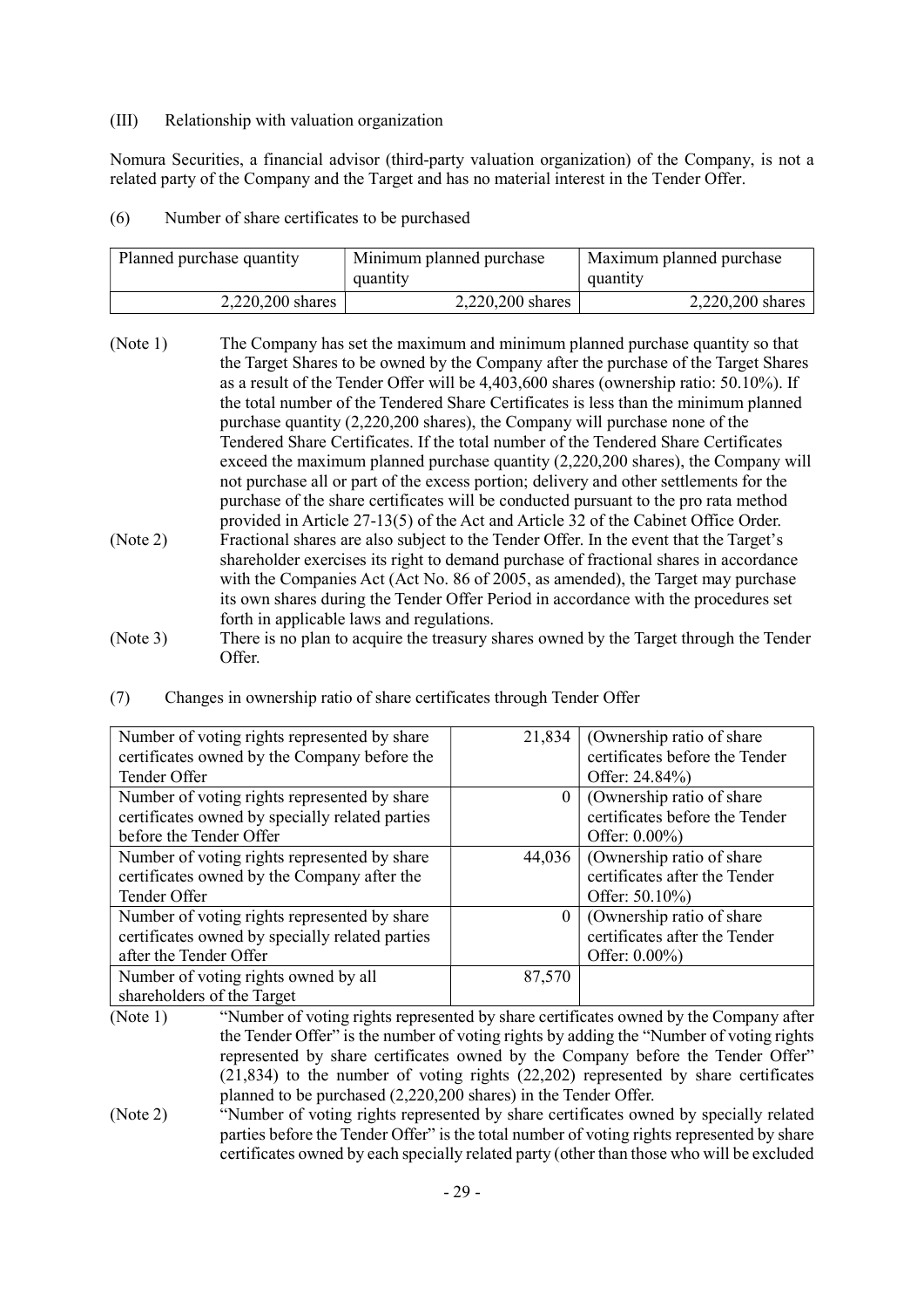(III) Relationship with valuation organization

Nomura Securities, a financial advisor (third-party valuation organization) of the Company, is not a related party of the Company and the Target and has no material interest in the Tender Offer.

(6) Number of share certificates to be purchased

| Planned purchase quantity | Minimum planned purchase quantity | Maximum planned purchase quantity |
|---|---|---|
| 2,220,200 shares | 2,220,200 shares | 2,220,200 shares |

(Note 1) The Company has set the maximum and minimum planned purchase quantity so that the Target Shares to be owned by the Company after the purchase of the Target Shares as a result of the Tender Offer will be 4,403,600 shares (ownership ratio: 50.10%). If the total number of the Tendered Share Certificates is less than the minimum planned purchase quantity (2,220,200 shares), the Company will purchase none of the Tendered Share Certificates. If the total number of the Tendered Share Certificates exceed the maximum planned purchase quantity (2,220,200 shares), the Company will not purchase all or part of the excess portion; delivery and other settlements for the purchase of the share certificates will be conducted pursuant to the pro rata method provided in Article 27-13(5) of the Act and Article 32 of the Cabinet Office Order.

(Note 2) Fractional shares are also subject to the Tender Offer. In the event that the Target's shareholder exercises its right to demand purchase of fractional shares in accordance with the Companies Act (Act No. 86 of 2005, as amended), the Target may purchase its own shares during the Tender Offer Period in accordance with the procedures set forth in applicable laws and regulations.

(Note 3) There is no plan to acquire the treasury shares owned by the Target through the Tender Offer.

(7) Changes in ownership ratio of share certificates through Tender Offer

| | | |
|---|---|---|
| Number of voting rights represented by share certificates owned by the Company before the Tender Offer | 21,834 | (Ownership ratio of share certificates before the Tender Offer: 24.84%) |
| Number of voting rights represented by share certificates owned by specially related parties before the Tender Offer | 0 | (Ownership ratio of share certificates before the Tender Offer: 0.00%) |
| Number of voting rights represented by share certificates owned by the Company after the Tender Offer | 44,036 | (Ownership ratio of share certificates after the Tender Offer: 50.10%) |
| Number of voting rights represented by share certificates owned by specially related parties after the Tender Offer | 0 | (Ownership ratio of share certificates after the Tender Offer: 0.00%) |
| Number of voting rights owned by all shareholders of the Target | 87,570 | |

(Note 1) "Number of voting rights represented by share certificates owned by the Company after the Tender Offer" is the number of voting rights by adding the "Number of voting rights represented by share certificates owned by the Company before the Tender Offer" (21,834) to the number of voting rights (22,202) represented by share certificates planned to be purchased (2,220,200 shares) in the Tender Offer.

(Note 2) "Number of voting rights represented by share certificates owned by specially related parties before the Tender Offer" is the total number of voting rights represented by share certificates owned by each specially related party (other than those who will be excluded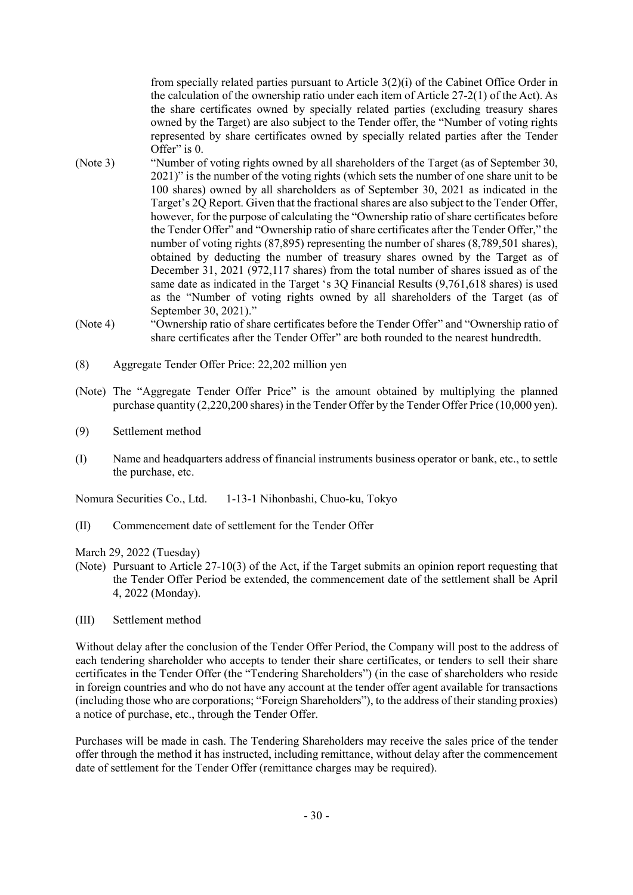from specially related parties pursuant to Article 3(2)(i) of the Cabinet Office Order in the calculation of the ownership ratio under each item of Article 27-2(1) of the Act). As the share certificates owned by specially related parties (excluding treasury shares owned by the Target) are also subject to the Tender offer, the "Number of voting rights represented by share certificates owned by specially related parties after the Tender Offer" is 0.

(Note 3) "Number of voting rights owned by all shareholders of the Target (as of September 30, 2021)" is the number of the voting rights (which sets the number of one share unit to be 100 shares) owned by all shareholders as of September 30, 2021 as indicated in the Target's 2Q Report. Given that the fractional shares are also subject to the Tender Offer, however, for the purpose of calculating the "Ownership ratio of share certificates before the Tender Offer" and "Ownership ratio of share certificates after the Tender Offer," the number of voting rights (87,895) representing the number of shares (8,789,501 shares), obtained by deducting the number of treasury shares owned by the Target as of December 31, 2021 (972,117 shares) from the total number of shares issued as of the same date as indicated in the Target 's 3Q Financial Results (9,761,618 shares) is used as the "Number of voting rights owned by all shareholders of the Target (as of September 30, 2021)."

(Note 4) "Ownership ratio of share certificates before the Tender Offer" and "Ownership ratio of share certificates after the Tender Offer" are both rounded to the nearest hundredth.

(8) Aggregate Tender Offer Price: 22,202 million yen

(Note) The "Aggregate Tender Offer Price" is the amount obtained by multiplying the planned purchase quantity (2,220,200 shares) in the Tender Offer by the Tender Offer Price (10,000 yen).

(9) Settlement method

(I) Name and headquarters address of financial instruments business operator or bank, etc., to settle the purchase, etc.

Nomura Securities Co., Ltd. 1-13-1 Nihonbashi, Chuo-ku, Tokyo

(II) Commencement date of settlement for the Tender Offer

March 29, 2022 (Tuesday)

(Note) Pursuant to Article 27-10(3) of the Act, if the Target submits an opinion report requesting that the Tender Offer Period be extended, the commencement date of the settlement shall be April 4, 2022 (Monday).

(III) Settlement method

Without delay after the conclusion of the Tender Offer Period, the Company will post to the address of each tendering shareholder who accepts to tender their share certificates, or tenders to sell their share certificates in the Tender Offer (the "Tendering Shareholders") (in the case of shareholders who reside in foreign countries and who do not have any account at the tender offer agent available for transactions (including those who are corporations; "Foreign Shareholders"), to the address of their standing proxies) a notice of purchase, etc., through the Tender Offer.

Purchases will be made in cash. The Tendering Shareholders may receive the sales price of the tender offer through the method it has instructed, including remittance, without delay after the commencement date of settlement for the Tender Offer (remittance charges may be required).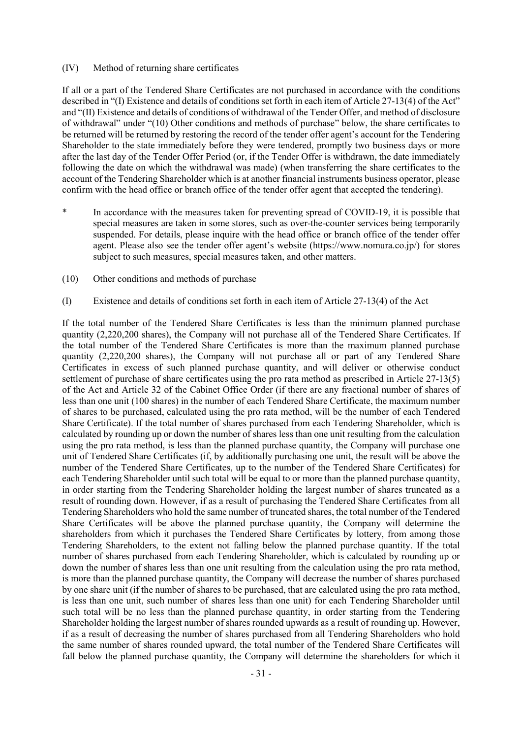(IV) Method of returning share certificates

If all or a part of the Tendered Share Certificates are not purchased in accordance with the conditions described in "(I) Existence and details of conditions set forth in each item of Article 27-13(4) of the Act" and "(II) Existence and details of conditions of withdrawal of the Tender Offer, and method of disclosure of withdrawal" under "(10) Other conditions and methods of purchase" below, the share certificates to be returned will be returned by restoring the record of the tender offer agent's account for the Tendering Shareholder to the state immediately before they were tendered, promptly two business days or more after the last day of the Tender Offer Period (or, if the Tender Offer is withdrawn, the date immediately following the date on which the withdrawal was made) (when transferring the share certificates to the account of the Tendering Shareholder which is at another financial instruments business operator, please confirm with the head office or branch office of the tender offer agent that accepted the tendering).

\* In accordance with the measures taken for preventing spread of COVID-19, it is possible that special measures are taken in some stores, such as over-the-counter services being temporarily suspended. For details, please inquire with the head office or branch office of the tender offer agent. Please also see the tender offer agent's website (https://www.nomura.co.jp/) for stores subject to such measures, special measures taken, and other matters.

(10) Other conditions and methods of purchase

(I) Existence and details of conditions set forth in each item of Article 27-13(4) of the Act

If the total number of the Tendered Share Certificates is less than the minimum planned purchase quantity (2,220,200 shares), the Company will not purchase all of the Tendered Share Certificates. If the total number of the Tendered Share Certificates is more than the maximum planned purchase quantity (2,220,200 shares), the Company will not purchase all or part of any Tendered Share Certificates in excess of such planned purchase quantity, and will deliver or otherwise conduct settlement of purchase of share certificates using the pro rata method as prescribed in Article 27-13(5) of the Act and Article 32 of the Cabinet Office Order (if there are any fractional number of shares of less than one unit (100 shares) in the number of each Tendered Share Certificate, the maximum number of shares to be purchased, calculated using the pro rata method, will be the number of each Tendered Share Certificate). If the total number of shares purchased from each Tendering Shareholder, which is calculated by rounding up or down the number of shares less than one unit resulting from the calculation using the pro rata method, is less than the planned purchase quantity, the Company will purchase one unit of Tendered Share Certificates (if, by additionally purchasing one unit, the result will be above the number of the Tendered Share Certificates, up to the number of the Tendered Share Certificates) for each Tendering Shareholder until such total will be equal to or more than the planned purchase quantity, in order starting from the Tendering Shareholder holding the largest number of shares truncated as a result of rounding down. However, if as a result of purchasing the Tendered Share Certificates from all Tendering Shareholders who hold the same number of truncated shares, the total number of the Tendered Share Certificates will be above the planned purchase quantity, the Company will determine the shareholders from which it purchases the Tendered Share Certificates by lottery, from among those Tendering Shareholders, to the extent not falling below the planned purchase quantity. If the total number of shares purchased from each Tendering Shareholder, which is calculated by rounding up or down the number of shares less than one unit resulting from the calculation using the pro rata method, is more than the planned purchase quantity, the Company will decrease the number of shares purchased by one share unit (if the number of shares to be purchased, that are calculated using the pro rata method, is less than one unit, such number of shares less than one unit) for each Tendering Shareholder until such total will be no less than the planned purchase quantity, in order starting from the Tendering Shareholder holding the largest number of shares rounded upwards as a result of rounding up. However, if as a result of decreasing the number of shares purchased from all Tendering Shareholders who hold the same number of shares rounded upward, the total number of the Tendered Share Certificates will fall below the planned purchase quantity, the Company will determine the shareholders for which it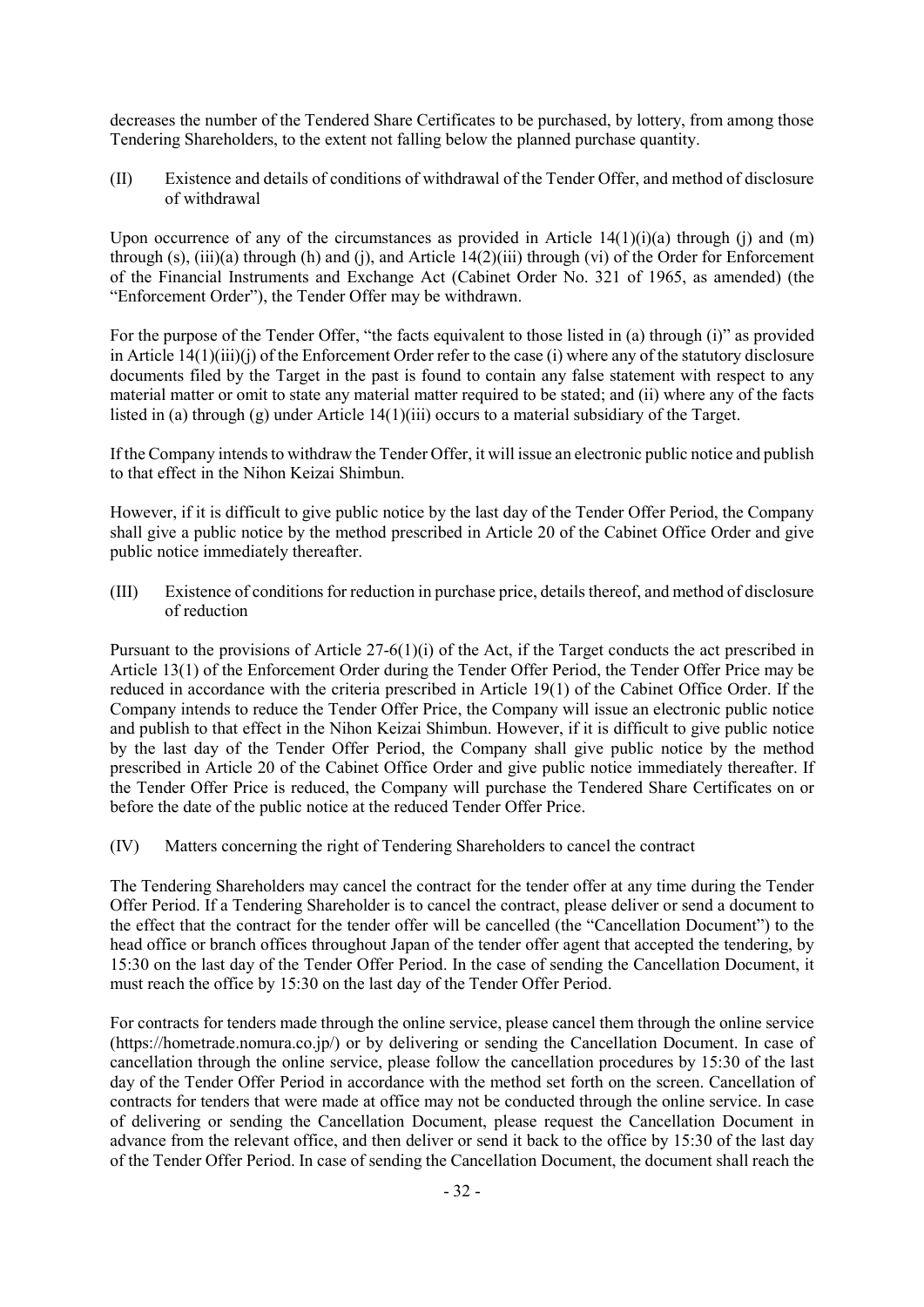decreases the number of the Tendered Share Certificates to be purchased, by lottery, from among those Tendering Shareholders, to the extent not falling below the planned purchase quantity.

(II) Existence and details of conditions of withdrawal of the Tender Offer, and method of disclosure of withdrawal

Upon occurrence of any of the circumstances as provided in Article 14(1)(i)(a) through (j) and (m) through (s), (iii)(a) through (h) and (j), and Article 14(2)(iii) through (vi) of the Order for Enforcement of the Financial Instruments and Exchange Act (Cabinet Order No. 321 of 1965, as amended) (the "Enforcement Order"), the Tender Offer may be withdrawn.

For the purpose of the Tender Offer, "the facts equivalent to those listed in (a) through (i)" as provided in Article 14(1)(iii)(j) of the Enforcement Order refer to the case (i) where any of the statutory disclosure documents filed by the Target in the past is found to contain any false statement with respect to any material matter or omit to state any material matter required to be stated; and (ii) where any of the facts listed in (a) through (g) under Article 14(1)(iii) occurs to a material subsidiary of the Target.

If the Company intends to withdraw the Tender Offer, it will issue an electronic public notice and publish to that effect in the Nihon Keizai Shimbun.

However, if it is difficult to give public notice by the last day of the Tender Offer Period, the Company shall give a public notice by the method prescribed in Article 20 of the Cabinet Office Order and give public notice immediately thereafter.

(III) Existence of conditions for reduction in purchase price, details thereof, and method of disclosure of reduction

Pursuant to the provisions of Article 27-6(1)(i) of the Act, if the Target conducts the act prescribed in Article 13(1) of the Enforcement Order during the Tender Offer Period, the Tender Offer Price may be reduced in accordance with the criteria prescribed in Article 19(1) of the Cabinet Office Order. If the Company intends to reduce the Tender Offer Price, the Company will issue an electronic public notice and publish to that effect in the Nihon Keizai Shimbun. However, if it is difficult to give public notice by the last day of the Tender Offer Period, the Company shall give public notice by the method prescribed in Article 20 of the Cabinet Office Order and give public notice immediately thereafter. If the Tender Offer Price is reduced, the Company will purchase the Tendered Share Certificates on or before the date of the public notice at the reduced Tender Offer Price.

(IV) Matters concerning the right of Tendering Shareholders to cancel the contract

The Tendering Shareholders may cancel the contract for the tender offer at any time during the Tender Offer Period. If a Tendering Shareholder is to cancel the contract, please deliver or send a document to the effect that the contract for the tender offer will be cancelled (the "Cancellation Document") to the head office or branch offices throughout Japan of the tender offer agent that accepted the tendering, by 15:30 on the last day of the Tender Offer Period. In the case of sending the Cancellation Document, it must reach the office by 15:30 on the last day of the Tender Offer Period.

For contracts for tenders made through the online service, please cancel them through the online service (https://hometrade.nomura.co.jp/) or by delivering or sending the Cancellation Document. In case of cancellation through the online service, please follow the cancellation procedures by 15:30 of the last day of the Tender Offer Period in accordance with the method set forth on the screen. Cancellation of contracts for tenders that were made at office may not be conducted through the online service. In case of delivering or sending the Cancellation Document, please request the Cancellation Document in advance from the relevant office, and then deliver or send it back to the office by 15:30 of the last day of the Tender Offer Period. In case of sending the Cancellation Document, the document shall reach the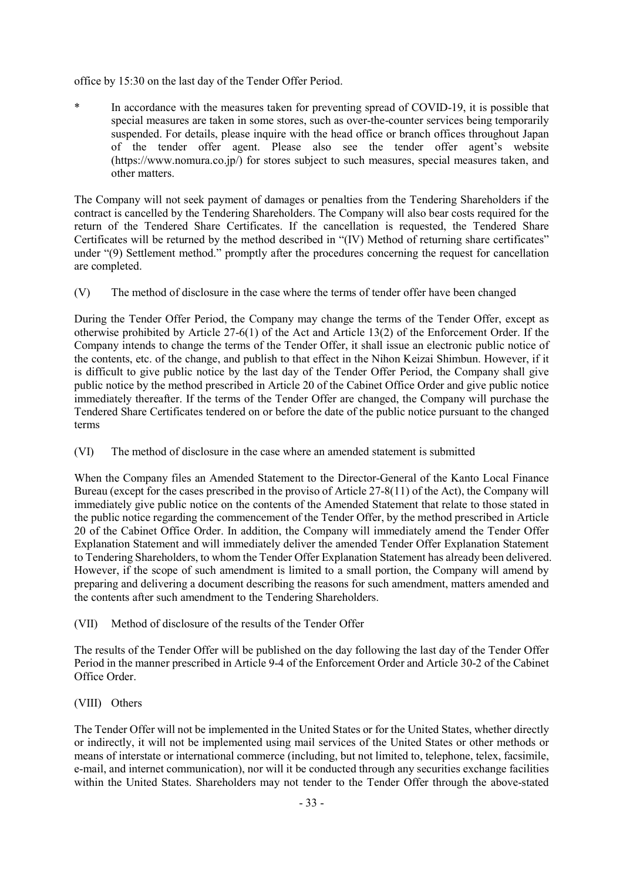office by 15:30 on the last day of the Tender Offer Period.

\* In accordance with the measures taken for preventing spread of COVID-19, it is possible that special measures are taken in some stores, such as over-the-counter services being temporarily suspended. For details, please inquire with the head office or branch offices throughout Japan of the tender offer agent. Please also see the tender offer agent's website (https://www.nomura.co.jp/) for stores subject to such measures, special measures taken, and other matters.

The Company will not seek payment of damages or penalties from the Tendering Shareholders if the contract is cancelled by the Tendering Shareholders. The Company will also bear costs required for the return of the Tendered Share Certificates. If the cancellation is requested, the Tendered Share Certificates will be returned by the method described in "(IV) Method of returning share certificates" under "(9) Settlement method." promptly after the procedures concerning the request for cancellation are completed.

(V) The method of disclosure in the case where the terms of tender offer have been changed

During the Tender Offer Period, the Company may change the terms of the Tender Offer, except as otherwise prohibited by Article 27-6(1) of the Act and Article 13(2) of the Enforcement Order. If the Company intends to change the terms of the Tender Offer, it shall issue an electronic public notice of the contents, etc. of the change, and publish to that effect in the Nihon Keizai Shimbun. However, if it is difficult to give public notice by the last day of the Tender Offer Period, the Company shall give public notice by the method prescribed in Article 20 of the Cabinet Office Order and give public notice immediately thereafter. If the terms of the Tender Offer are changed, the Company will purchase the Tendered Share Certificates tendered on or before the date of the public notice pursuant to the changed terms

(VI) The method of disclosure in the case where an amended statement is submitted

When the Company files an Amended Statement to the Director-General of the Kanto Local Finance Bureau (except for the cases prescribed in the proviso of Article 27-8(11) of the Act), the Company will immediately give public notice on the contents of the Amended Statement that relate to those stated in the public notice regarding the commencement of the Tender Offer, by the method prescribed in Article 20 of the Cabinet Office Order. In addition, the Company will immediately amend the Tender Offer Explanation Statement and will immediately deliver the amended Tender Offer Explanation Statement to Tendering Shareholders, to whom the Tender Offer Explanation Statement has already been delivered. However, if the scope of such amendment is limited to a small portion, the Company will amend by preparing and delivering a document describing the reasons for such amendment, matters amended and the contents after such amendment to the Tendering Shareholders.

(VII) Method of disclosure of the results of the Tender Offer

The results of the Tender Offer will be published on the day following the last day of the Tender Offer Period in the manner prescribed in Article 9-4 of the Enforcement Order and Article 30-2 of the Cabinet Office Order.

(VIII) Others

The Tender Offer will not be implemented in the United States or for the United States, whether directly or indirectly, it will not be implemented using mail services of the United States or other methods or means of interstate or international commerce (including, but not limited to, telephone, telex, facsimile, e-mail, and internet communication), nor will it be conducted through any securities exchange facilities within the United States. Shareholders may not tender to the Tender Offer through the above-stated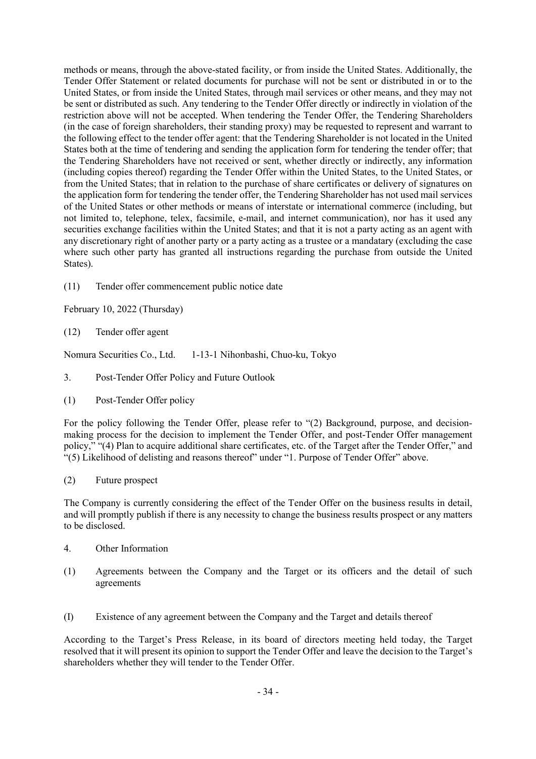methods or means, through the above-stated facility, or from inside the United States. Additionally, the Tender Offer Statement or related documents for purchase will not be sent or distributed in or to the United States, or from inside the United States, through mail services or other means, and they may not be sent or distributed as such. Any tendering to the Tender Offer directly or indirectly in violation of the restriction above will not be accepted. When tendering the Tender Offer, the Tendering Shareholders (in the case of foreign shareholders, their standing proxy) may be requested to represent and warrant to the following effect to the tender offer agent: that the Tendering Shareholder is not located in the United States both at the time of tendering and sending the application form for tendering the tender offer; that the Tendering Shareholders have not received or sent, whether directly or indirectly, any information (including copies thereof) regarding the Tender Offer within the United States, to the United States, or from the United States; that in relation to the purchase of share certificates or delivery of signatures on the application form for tendering the tender offer, the Tendering Shareholder has not used mail services of the United States or other methods or means of interstate or international commerce (including, but not limited to, telephone, telex, facsimile, e-mail, and internet communication), nor has it used any securities exchange facilities within the United States; and that it is not a party acting as an agent with any discretionary right of another party or a party acting as a trustee or a mandatary (excluding the case where such other party has granted all instructions regarding the purchase from outside the United States).

(11) Tender offer commencement public notice date

February 10, 2022 (Thursday)

(12) Tender offer agent

Nomura Securities Co., Ltd. 1-13-1 Nihonbashi, Chuo-ku, Tokyo

## 3. Post-Tender Offer Policy and Future Outlook

### (1) Post-Tender Offer policy

For the policy following the Tender Offer, please refer to "(2) Background, purpose, and decision-making process for the decision to implement the Tender Offer, and post-Tender Offer management policy," "(4) Plan to acquire additional share certificates, etc. of the Target after the Tender Offer," and "(5) Likelihood of delisting and reasons thereof" under "1. Purpose of Tender Offer" above.

### (2) Future prospect

The Company is currently considering the effect of the Tender Offer on the business results in detail, and will promptly publish if there is any necessity to change the business results prospect or any matters to be disclosed.

## 4. Other Information

### (1) Agreements between the Company and the Target or its officers and the detail of such agreements

#### (I) Existence of any agreement between the Company and the Target and details thereof

According to the Target's Press Release, in its board of directors meeting held today, the Target resolved that it will present its opinion to support the Tender Offer and leave the decision to the Target's shareholders whether they will tender to the Tender Offer.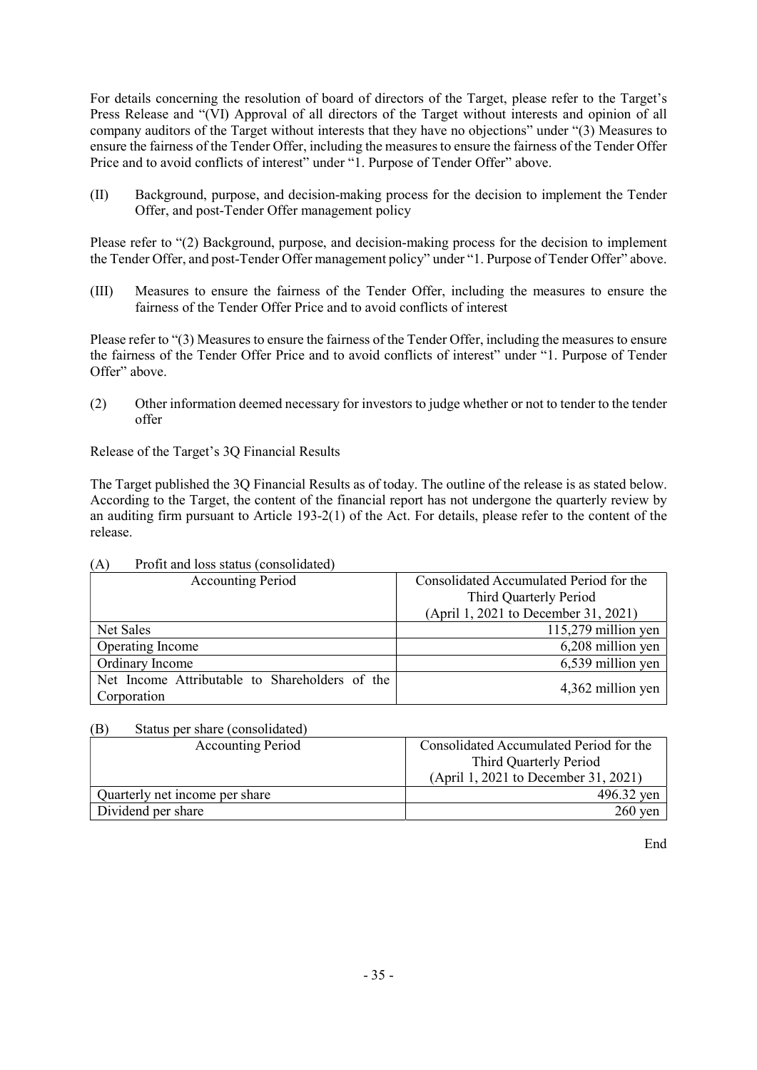For details concerning the resolution of board of directors of the Target, please refer to the Target's Press Release and "(VI) Approval of all directors of the Target without interests and opinion of all company auditors of the Target without interests that they have no objections" under "(3) Measures to ensure the fairness of the Tender Offer, including the measures to ensure the fairness of the Tender Offer Price and to avoid conflicts of interest" under "1. Purpose of Tender Offer" above.

(II) Background, purpose, and decision-making process for the decision to implement the Tender Offer, and post-Tender Offer management policy

Please refer to "(2) Background, purpose, and decision-making process for the decision to implement the Tender Offer, and post-Tender Offer management policy" under "1. Purpose of Tender Offer" above.

(III) Measures to ensure the fairness of the Tender Offer, including the measures to ensure the fairness of the Tender Offer Price and to avoid conflicts of interest

Please refer to "(3) Measures to ensure the fairness of the Tender Offer, including the measures to ensure the fairness of the Tender Offer Price and to avoid conflicts of interest" under "1. Purpose of Tender Offer" above.

(2) Other information deemed necessary for investors to judge whether or not to tender to the tender offer

Release of the Target's 3Q Financial Results

The Target published the 3Q Financial Results as of today. The outline of the release is as stated below. According to the Target, the content of the financial report has not undergone the quarterly review by an auditing firm pursuant to Article 193-2(1) of the Act. For details, please refer to the content of the release.

(A) Profit and loss status (consolidated)

| Accounting Period | Consolidated Accumulated Period for the Third Quarterly Period (April 1, 2021 to December 31, 2021) |
|---|---|
| Net Sales | 115,279 million yen |
| Operating Income | 6,208 million yen |
| Ordinary Income | 6,539 million yen |
| Net Income Attributable to Shareholders of the Corporation | 4,362 million yen |

(B) Status per share (consolidated)

| Accounting Period | Consolidated Accumulated Period for the Third Quarterly Period (April 1, 2021 to December 31, 2021) |
|---|---|
| Quarterly net income per share | 496.32 yen |
| Dividend per share | 260 yen |

End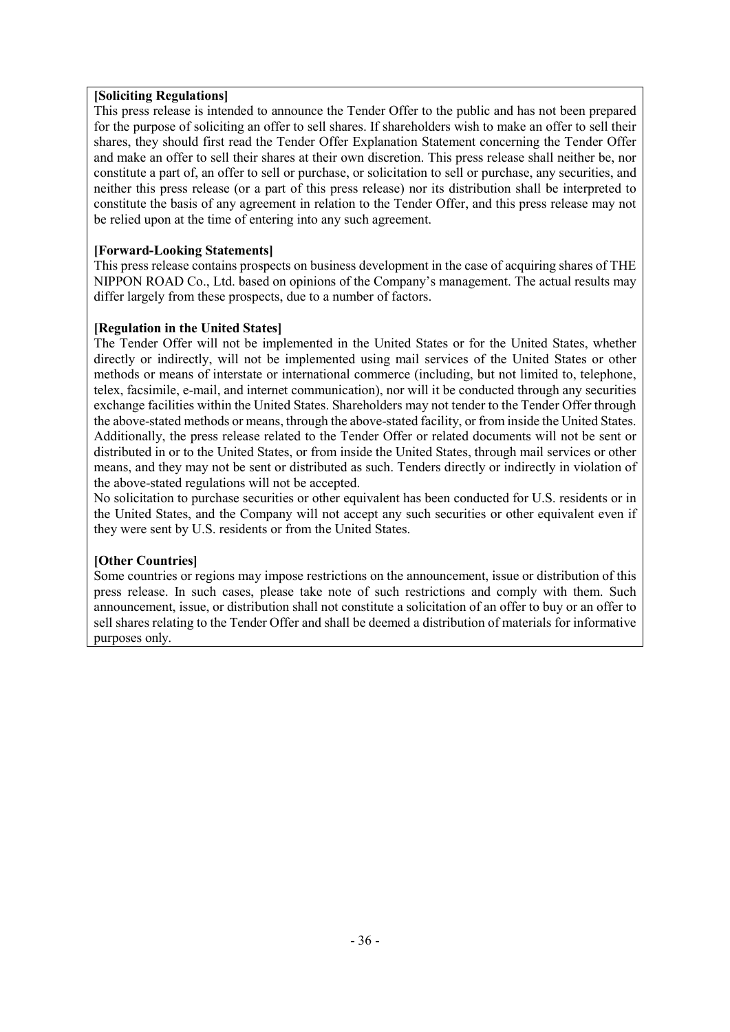**[Soliciting Regulations]**
This press release is intended to announce the Tender Offer to the public and has not been prepared for the purpose of soliciting an offer to sell shares. If shareholders wish to make an offer to sell their shares, they should first read the Tender Offer Explanation Statement concerning the Tender Offer and make an offer to sell their shares at their own discretion. This press release shall neither be, nor constitute a part of, an offer to sell or purchase, or solicitation to sell or purchase, any securities, and neither this press release (or a part of this press release) nor its distribution shall be interpreted to constitute the basis of any agreement in relation to the Tender Offer, and this press release may not be relied upon at the time of entering into any such agreement.

**[Forward-Looking Statements]**
This press release contains prospects on business development in the case of acquiring shares of THE NIPPON ROAD Co., Ltd. based on opinions of the Company's management. The actual results may differ largely from these prospects, due to a number of factors.

**[Regulation in the United States]**
The Tender Offer will not be implemented in the United States or for the United States, whether directly or indirectly, will not be implemented using mail services of the United States or other methods or means of interstate or international commerce (including, but not limited to, telephone, telex, facsimile, e-mail, and internet communication), nor will it be conducted through any securities exchange facilities within the United States. Shareholders may not tender to the Tender Offer through the above-stated methods or means, through the above-stated facility, or from inside the United States. Additionally, the press release related to the Tender Offer or related documents will not be sent or distributed in or to the United States, or from inside the United States, through mail services or other means, and they may not be sent or distributed as such. Tenders directly or indirectly in violation of the above-stated regulations will not be accepted.
No solicitation to purchase securities or other equivalent has been conducted for U.S. residents or in the United States, and the Company will not accept any such securities or other equivalent even if they were sent by U.S. residents or from the United States.

**[Other Countries]**
Some countries or regions may impose restrictions on the announcement, issue or distribution of this press release. In such cases, please take note of such restrictions and comply with them. Such announcement, issue, or distribution shall not constitute a solicitation of an offer to buy or an offer to sell shares relating to the Tender Offer and shall be deemed a distribution of materials for informative purposes only.